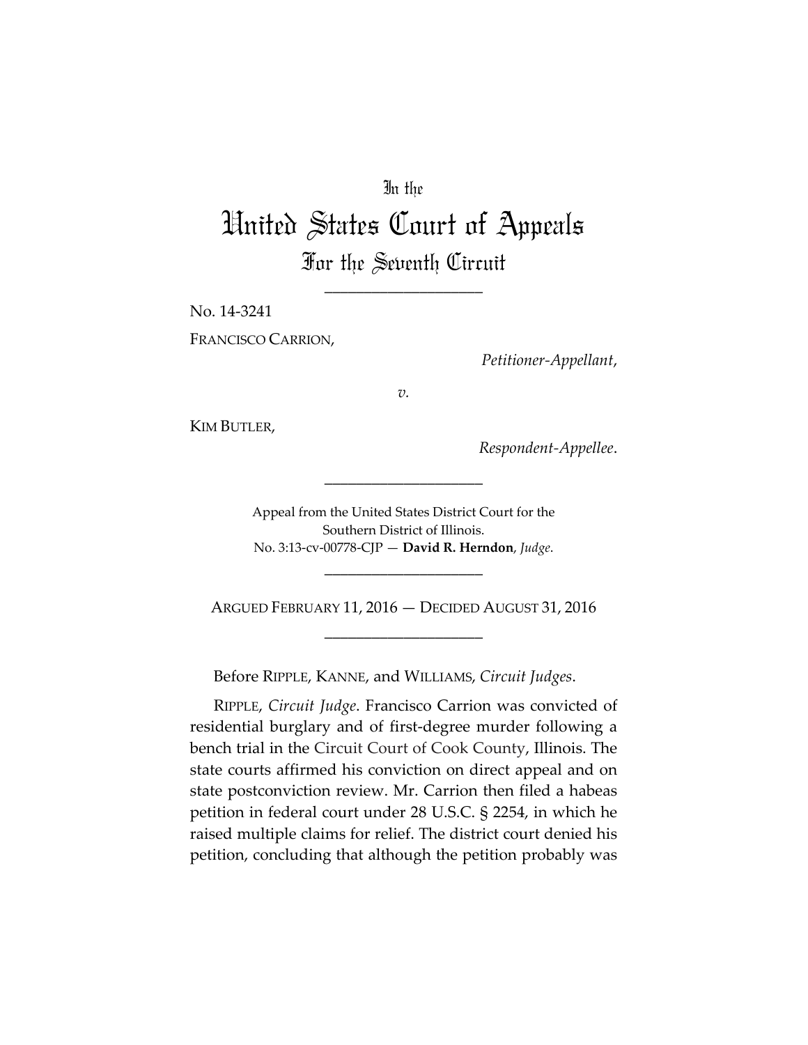In the

# United States Court of Appeals

## For the Seventh Circuit

____________________

No. 14-3241

FRANCISCO CARRION,

*Petitioner-Appellant*,

*v.*

KIM BUTLER,

*Respondent-Appellee*.

____________________

Appeal from the United States District Court for the Southern District of Illinois.
No. 3:13-cv-00778-CJP — **David R. Herndon**, *Judge*.

____________________

ARGUED FEBRUARY 11, 2016 — DECIDED AUGUST 31, 2016

____________________

Before RIPPLE, KANNE, and WILLIAMS, *Circuit Judges*.

RIPPLE, *Circuit Judge*. Francisco Carrion was convicted of residential burglary and of first-degree murder following a bench trial in the Circuit Court of Cook County, Illinois. The state courts affirmed his conviction on direct appeal and on state postconviction review. Mr. Carrion then filed a habeas petition in federal court under 28 U.S.C. § 2254, in which he raised multiple claims for relief. The district court denied his petition, concluding that although the petition probably was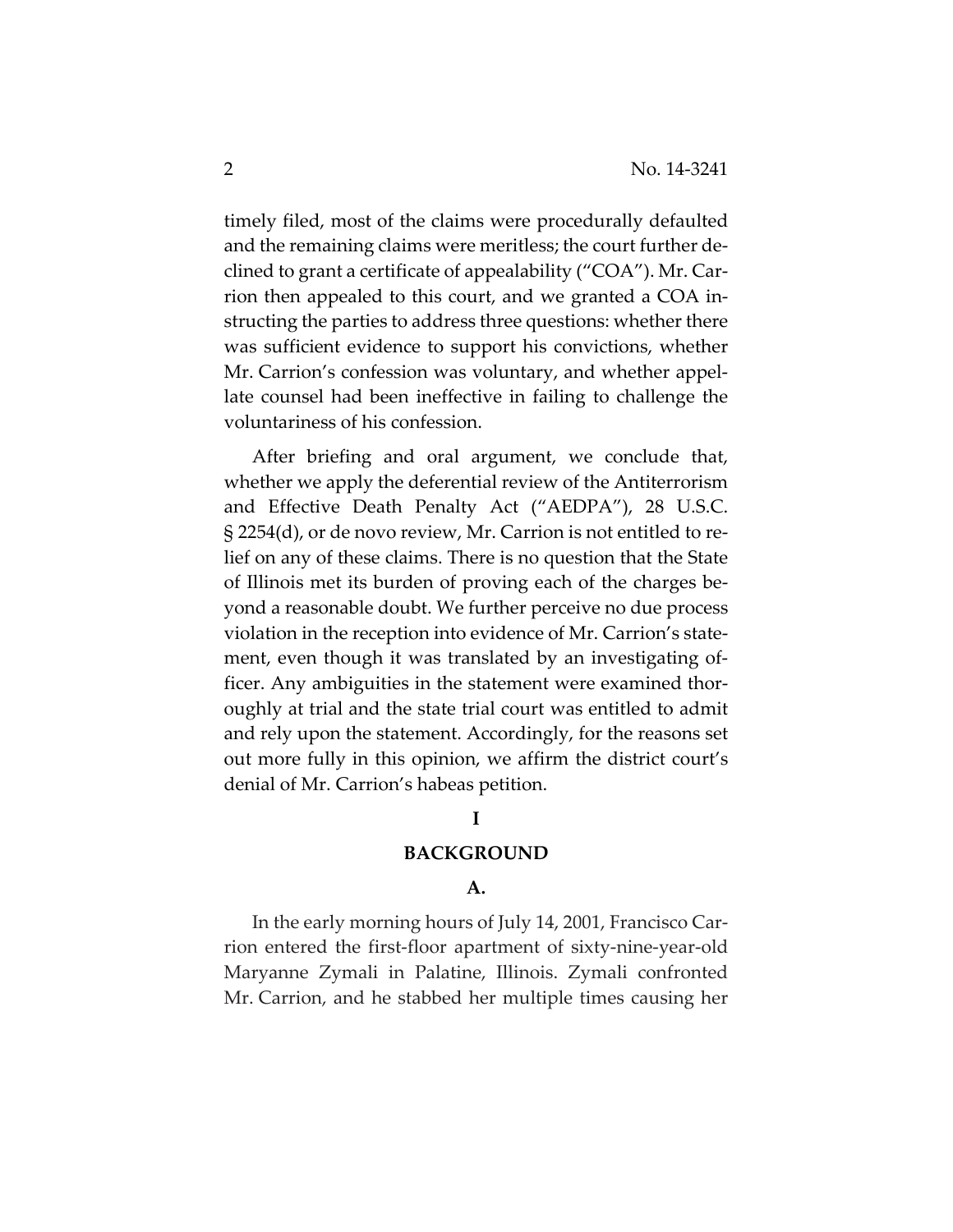timely filed, most of the claims were procedurally defaulted and the remaining claims were meritless; the court further declined to grant a certificate of appealability ("COA"). Mr. Carrion then appealed to this court, and we granted a COA instructing the parties to address three questions: whether there was sufficient evidence to support his convictions, whether Mr. Carrion's confession was voluntary, and whether appellate counsel had been ineffective in failing to challenge the voluntariness of his confession.

After briefing and oral argument, we conclude that, whether we apply the deferential review of the Antiterrorism and Effective Death Penalty Act ("AEDPA"), 28 U.S.C. § 2254(d), or de novo review, Mr. Carrion is not entitled to relief on any of these claims. There is no question that the State of Illinois met its burden of proving each of the charges beyond a reasonable doubt. We further perceive no due process violation in the reception into evidence of Mr. Carrion's statement, even though it was translated by an investigating officer. Any ambiguities in the statement were examined thoroughly at trial and the state trial court was entitled to admit and rely upon the statement. Accordingly, for the reasons set out more fully in this opinion, we affirm the district court's denial of Mr. Carrion's habeas petition.

# I

# BACKGROUND

## A.

In the early morning hours of July 14, 2001, Francisco Carrion entered the first-floor apartment of sixty-nine-year-old Maryanne Zymali in Palatine, Illinois. Zymali confronted Mr. Carrion, and he stabbed her multiple times causing her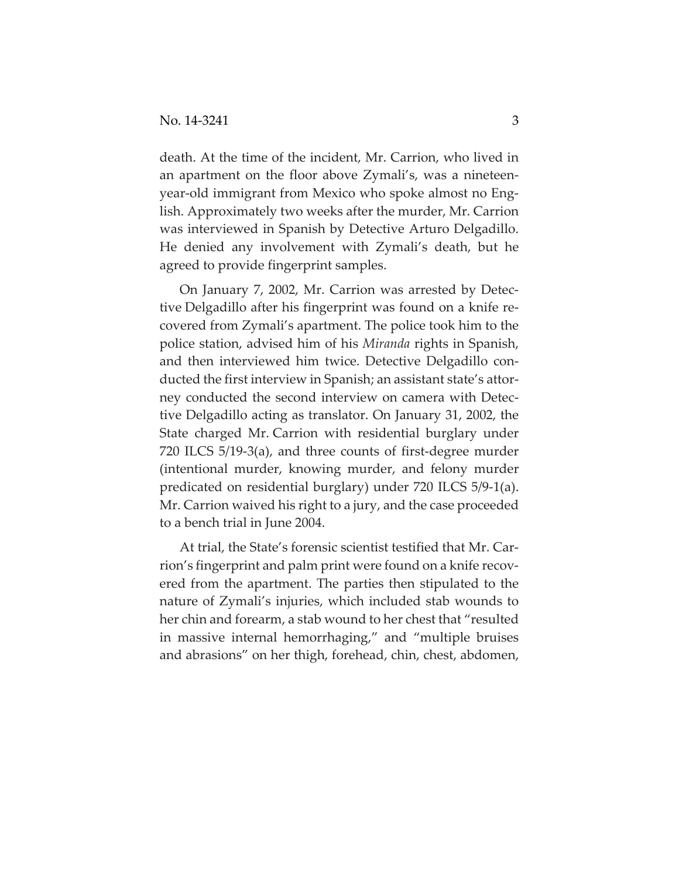death. At the time of the incident, Mr. Carrion, who lived in an apartment on the floor above Zymali's, was a nineteen-year-old immigrant from Mexico who spoke almost no English. Approximately two weeks after the murder, Mr. Carrion was interviewed in Spanish by Detective Arturo Delgadillo. He denied any involvement with Zymali's death, but he agreed to provide fingerprint samples.

On January 7, 2002, Mr. Carrion was arrested by Detective Delgadillo after his fingerprint was found on a knife recovered from Zymali's apartment. The police took him to the police station, advised him of his *Miranda* rights in Spanish, and then interviewed him twice. Detective Delgadillo conducted the first interview in Spanish; an assistant state's attorney conducted the second interview on camera with Detective Delgadillo acting as translator. On January 31, 2002, the State charged Mr. Carrion with residential burglary under 720 ILCS 5/19-3(a), and three counts of first-degree murder (intentional murder, knowing murder, and felony murder predicated on residential burglary) under 720 ILCS 5/9-1(a). Mr. Carrion waived his right to a jury, and the case proceeded to a bench trial in June 2004.

At trial, the State's forensic scientist testified that Mr. Carrion's fingerprint and palm print were found on a knife recovered from the apartment. The parties then stipulated to the nature of Zymali's injuries, which included stab wounds to her chin and forearm, a stab wound to her chest that "resulted in massive internal hemorrhaging," and "multiple bruises and abrasions" on her thigh, forehead, chin, chest, abdomen,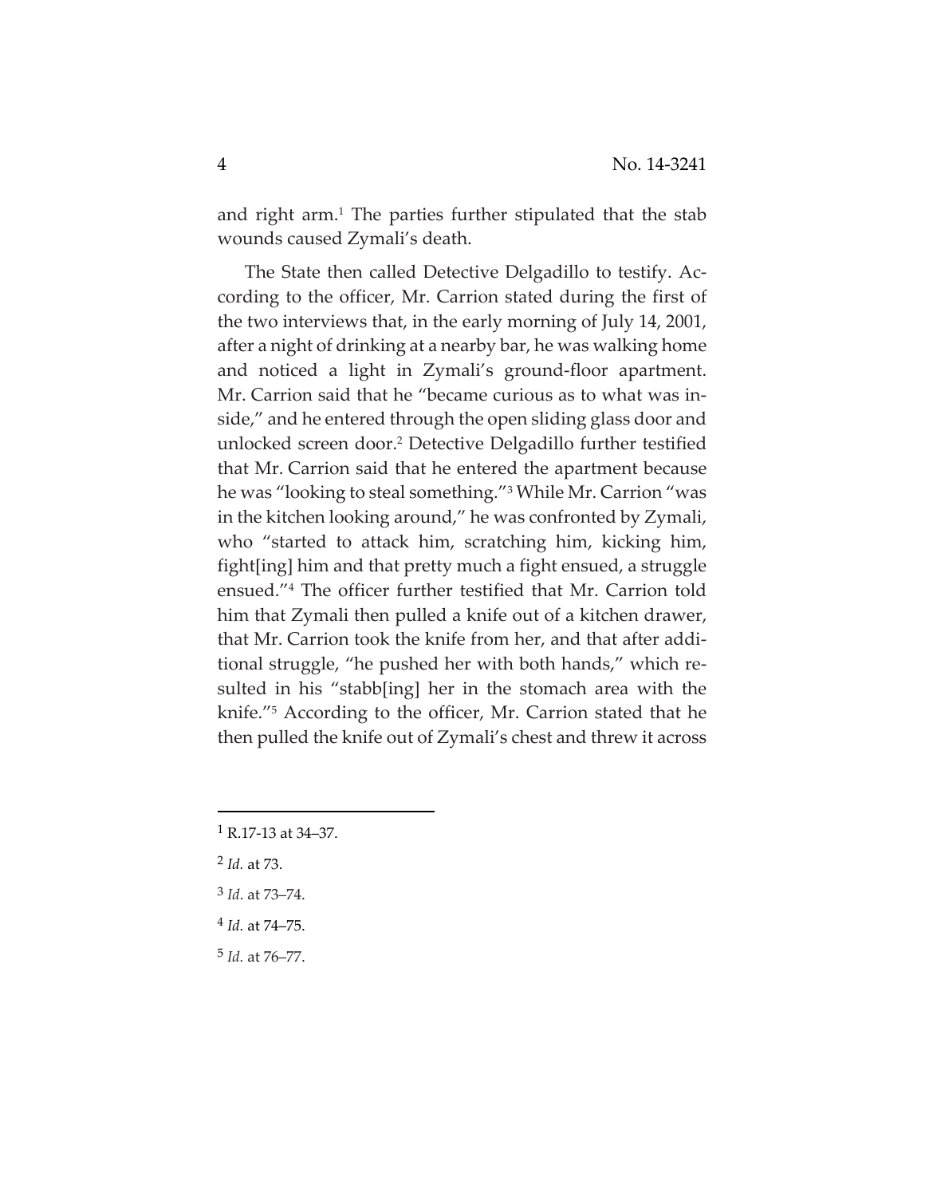and right arm.[1] The parties further stipulated that the stab wounds caused Zymali's death.

The State then called Detective Delgadillo to testify. According to the officer, Mr. Carrion stated during the first of the two interviews that, in the early morning of July 14, 2001, after a night of drinking at a nearby bar, he was walking home and noticed a light in Zymali's ground-floor apartment. Mr. Carrion said that he "became curious as to what was inside," and he entered through the open sliding glass door and unlocked screen door.[2] Detective Delgadillo further testified that Mr. Carrion said that he entered the apartment because he was "looking to steal something."[3] While Mr. Carrion "was in the kitchen looking around," he was confronted by Zymali, who "started to attack him, scratching him, kicking him, fight[ing] him and that pretty much a fight ensued, a struggle ensued."[4] The officer further testified that Mr. Carrion told him that Zymali then pulled a knife out of a kitchen drawer, that Mr. Carrion took the knife from her, and that after additional struggle, "he pushed her with both hands," which resulted in his "stabb[ing] her in the stomach area with the knife."[5] According to the officer, Mr. Carrion stated that he then pulled the knife out of Zymali's chest and threw it across

---

[1] R.17-13 at 34–37.

[2] *Id.* at 73.

[3] *Id*. at 73–74.

[4] *Id.* at 74–75.

[5] *Id.* at 76–77.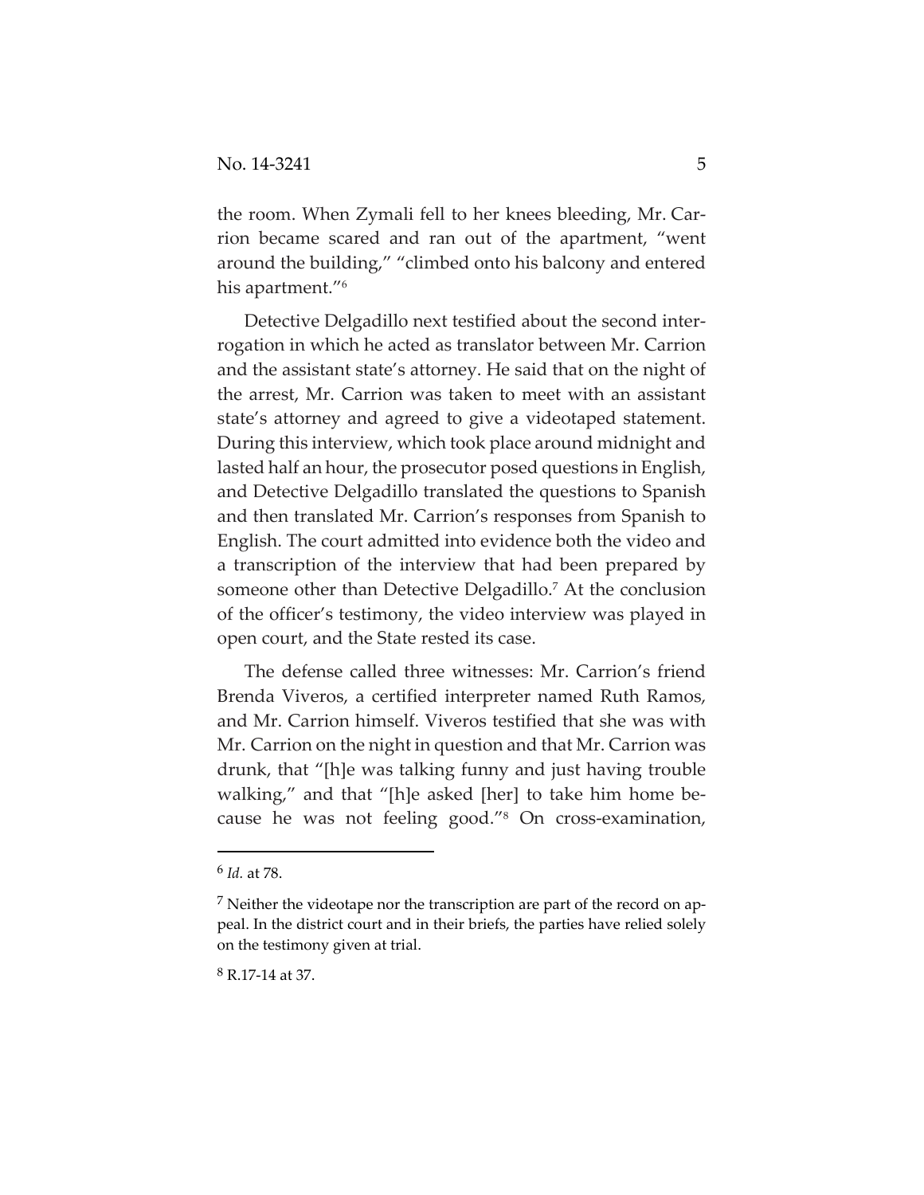the room. When Zymali fell to her knees bleeding, Mr. Carrion became scared and ran out of the apartment, "went around the building," "climbed onto his balcony and entered his apartment."[6]

Detective Delgadillo next testified about the second interrogation in which he acted as translator between Mr. Carrion and the assistant state's attorney. He said that on the night of the arrest, Mr. Carrion was taken to meet with an assistant state's attorney and agreed to give a videotaped statement. During this interview, which took place around midnight and lasted half an hour, the prosecutor posed questions in English, and Detective Delgadillo translated the questions to Spanish and then translated Mr. Carrion's responses from Spanish to English. The court admitted into evidence both the video and a transcription of the interview that had been prepared by someone other than Detective Delgadillo.[7] At the conclusion of the officer's testimony, the video interview was played in open court, and the State rested its case.

The defense called three witnesses: Mr. Carrion's friend Brenda Viveros, a certified interpreter named Ruth Ramos, and Mr. Carrion himself. Viveros testified that she was with Mr. Carrion on the night in question and that Mr. Carrion was drunk, that "[h]e was talking funny and just having trouble walking," and that "[h]e asked [her] to take him home because he was not feeling good."[8] On cross-examination,

---

[6] *Id.* at 78.

[7] Neither the videotape nor the transcription are part of the record on appeal. In the district court and in their briefs, the parties have relied solely on the testimony given at trial.

[8] R.17-14 at 37.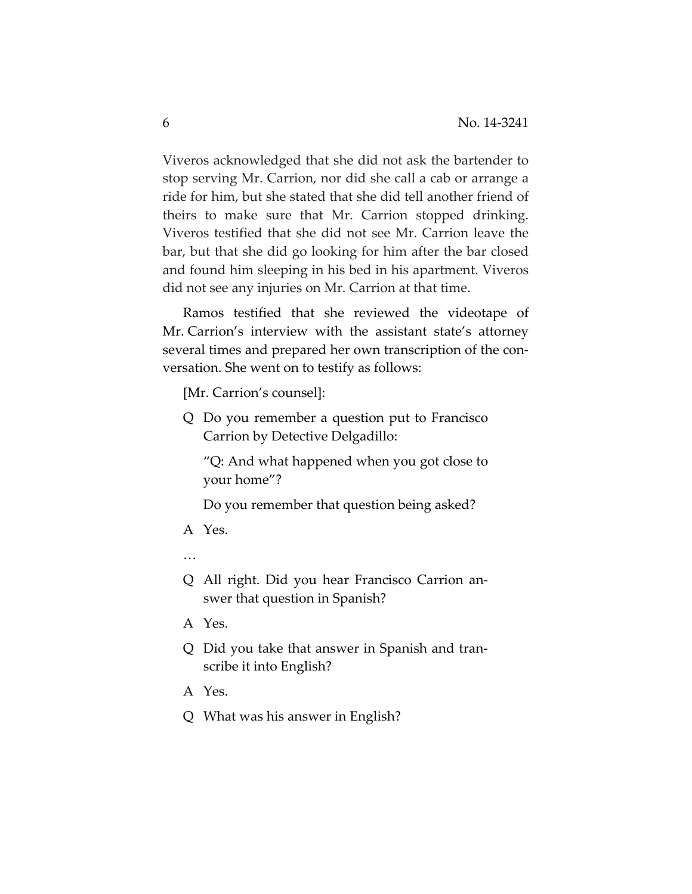Viveros acknowledged that she did not ask the bartender to stop serving Mr. Carrion, nor did she call a cab or arrange a ride for him, but she stated that she did tell another friend of theirs to make sure that Mr. Carrion stopped drinking. Viveros testified that she did not see Mr. Carrion leave the bar, but that she did go looking for him after the bar closed and found him sleeping in his bed in his apartment. Viveros did not see any injuries on Mr. Carrion at that time.

Ramos testified that she reviewed the videotape of Mr. Carrion's interview with the assistant state's attorney several times and prepared her own transcription of the conversation. She went on to testify as follows:

> [Mr. Carrion's counsel]:
>
> Q Do you remember a question put to Francisco Carrion by Detective Delgadillo:
>
> "Q: And what happened when you got close to your home"?
>
> Do you remember that question being asked?
>
> A Yes.
>
> …
>
> Q All right. Did you hear Francisco Carrion answer that question in Spanish?
>
> A Yes.
>
> Q Did you take that answer in Spanish and transcribe it into English?
>
> A Yes.
>
> Q What was his answer in English?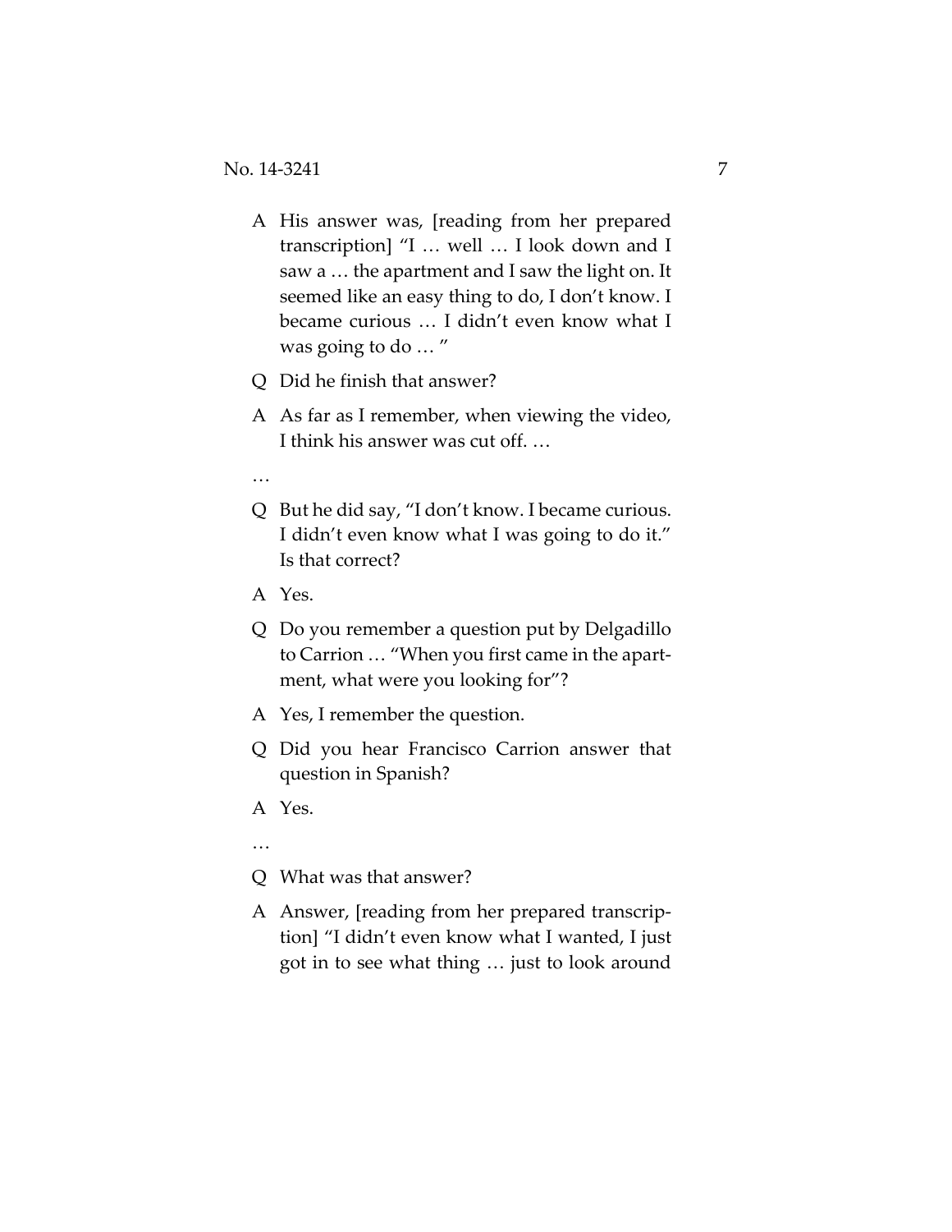A His answer was, [reading from her prepared transcription] "I … well … I look down and I saw a … the apartment and I saw the light on. It seemed like an easy thing to do, I don't know. I became curious … I didn't even know what I was going to do … "

Q Did he finish that answer?

A As far as I remember, when viewing the video, I think his answer was cut off. …

…

Q But he did say, "I don't know. I became curious. I didn't even know what I was going to do it." Is that correct?

A Yes.

Q Do you remember a question put by Delgadillo to Carrion … "When you first came in the apartment, what were you looking for"?

A Yes, I remember the question.

Q Did you hear Francisco Carrion answer that question in Spanish?

A Yes.

…

Q What was that answer?

A Answer, [reading from her prepared transcription] "I didn't even know what I wanted, I just got in to see what thing … just to look around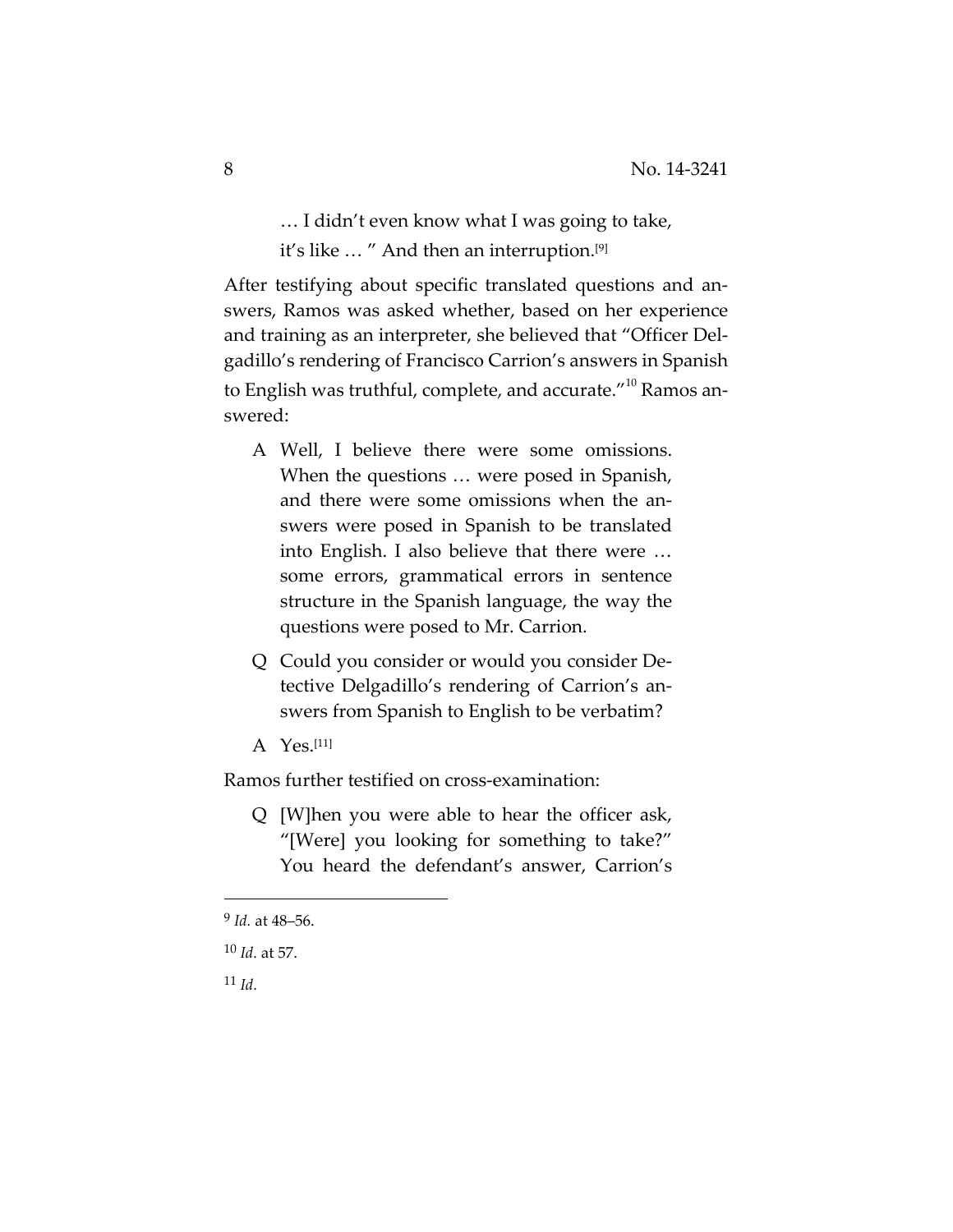… I didn't even know what I was going to take, it's like … " And then an interruption.[9]

After testifying about specific translated questions and answers, Ramos was asked whether, based on her experience and training as an interpreter, she believed that "Officer Delgadillo's rendering of Francisco Carrion's answers in Spanish to English was truthful, complete, and accurate."[10] Ramos answered:

> A Well, I believe there were some omissions. When the questions … were posed in Spanish, and there were some omissions when the answers were posed in Spanish to be translated into English. I also believe that there were … some errors, grammatical errors in sentence structure in the Spanish language, the way the questions were posed to Mr. Carrion.
>
> Q Could you consider or would you consider Detective Delgadillo's rendering of Carrion's answers from Spanish to English to be verbatim?
>
> A Yes.[11]

Ramos further testified on cross-examination:

> Q [W]hen you were able to hear the officer ask, "[Were] you looking for something to take?" You heard the defendant's answer, Carrion's

---

[9] *Id.* at 48–56.

[10] *Id.* at 57.

[11] *Id.*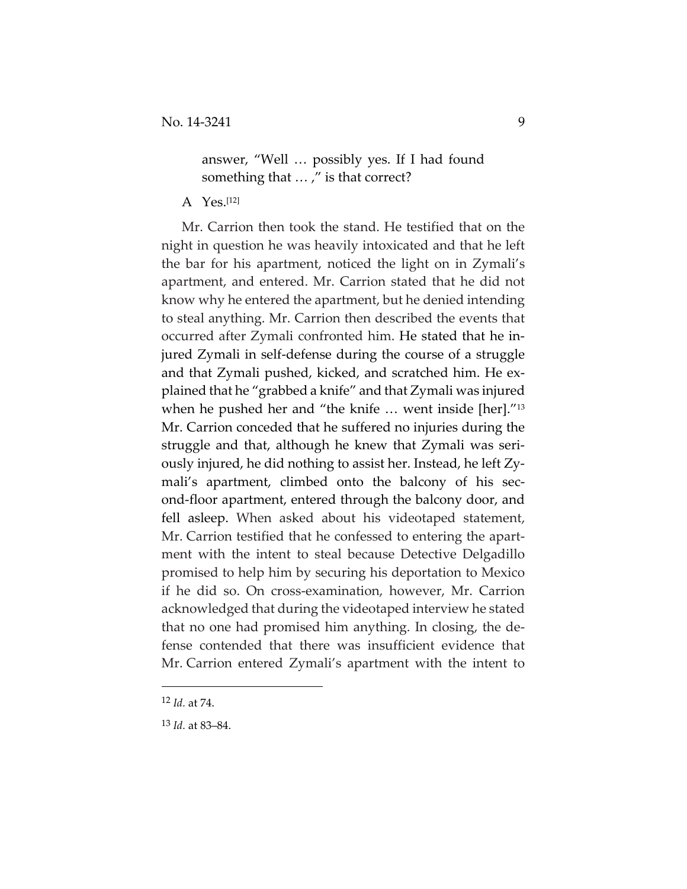> answer, "Well … possibly yes. If I had found something that … ," is that correct?

A Yes.[12]

Mr. Carrion then took the stand. He testified that on the night in question he was heavily intoxicated and that he left the bar for his apartment, noticed the light on in Zymali's apartment, and entered. Mr. Carrion stated that he did not know why he entered the apartment, but he denied intending to steal anything. Mr. Carrion then described the events that occurred after Zymali confronted him. He stated that he injured Zymali in self-defense during the course of a struggle and that Zymali pushed, kicked, and scratched him. He explained that he "grabbed a knife" and that Zymali was injured when he pushed her and "the knife … went inside [her]."[13] Mr. Carrion conceded that he suffered no injuries during the struggle and that, although he knew that Zymali was seriously injured, he did nothing to assist her. Instead, he left Zymali's apartment, climbed onto the balcony of his second-floor apartment, entered through the balcony door, and fell asleep. When asked about his videotaped statement, Mr. Carrion testified that he confessed to entering the apartment with the intent to steal because Detective Delgadillo promised to help him by securing his deportation to Mexico if he did so. On cross-examination, however, Mr. Carrion acknowledged that during the videotaped interview he stated that no one had promised him anything. In closing, the defense contended that there was insufficient evidence that Mr. Carrion entered Zymali's apartment with the intent to

---

[12] *Id.* at 74.

[13] *Id.* at 83–84.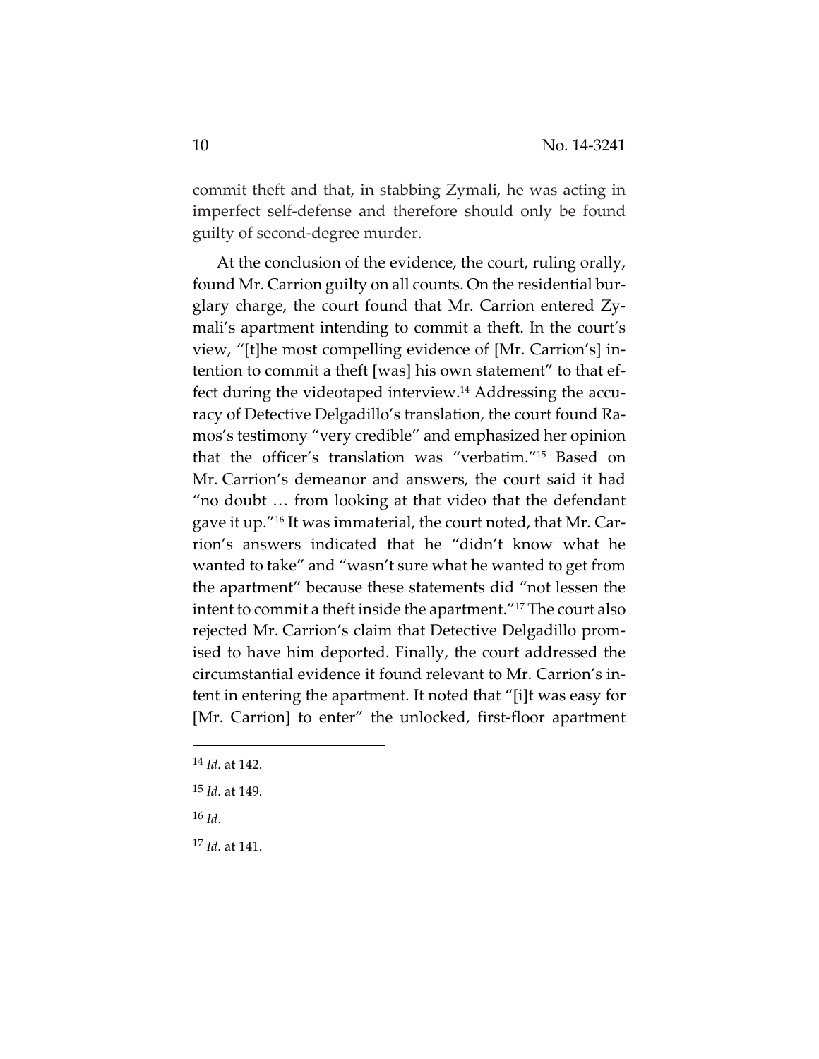commit theft and that, in stabbing Zymali, he was acting in imperfect self-defense and therefore should only be found guilty of second-degree murder.

At the conclusion of the evidence, the court, ruling orally, found Mr. Carrion guilty on all counts. On the residential burglary charge, the court found that Mr. Carrion entered Zymali's apartment intending to commit a theft. In the court's view, "[t]he most compelling evidence of [Mr. Carrion's] intention to commit a theft [was] his own statement" to that effect during the videotaped interview.[14] Addressing the accuracy of Detective Delgadillo's translation, the court found Ramos's testimony "very credible" and emphasized her opinion that the officer's translation was "verbatim."[15] Based on Mr. Carrion's demeanor and answers, the court said it had "no doubt … from looking at that video that the defendant gave it up."[16] It was immaterial, the court noted, that Mr. Carrion's answers indicated that he "didn't know what he wanted to take" and "wasn't sure what he wanted to get from the apartment" because these statements did "not lessen the intent to commit a theft inside the apartment."[17] The court also rejected Mr. Carrion's claim that Detective Delgadillo promised to have him deported. Finally, the court addressed the circumstantial evidence it found relevant to Mr. Carrion's intent in entering the apartment. It noted that "[i]t was easy for [Mr. Carrion] to enter" the unlocked, first-floor apartment

---

[14] *Id.* at 142.

[15] *Id.* at 149.

[16] *Id*.

[17] *Id.* at 141.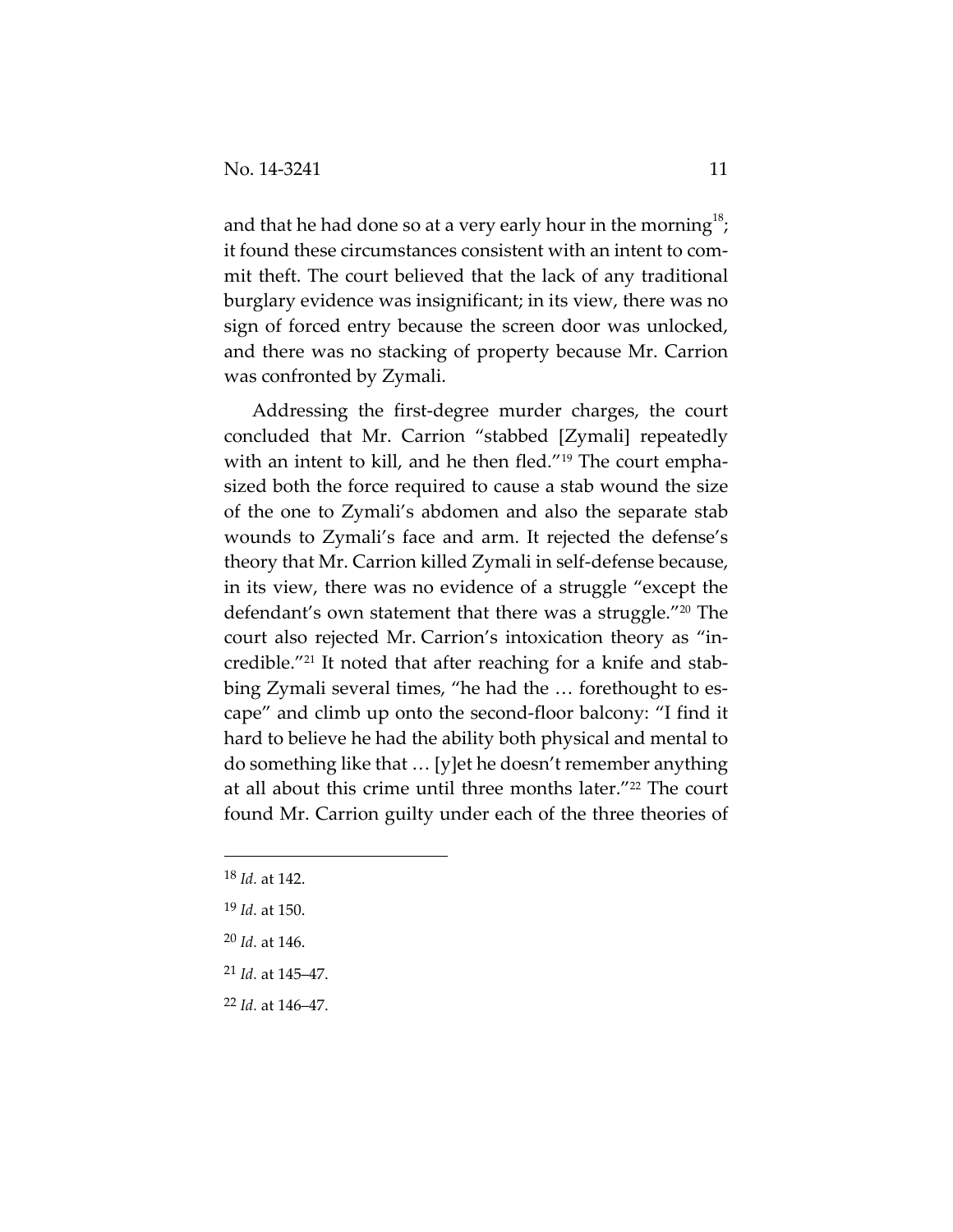and that he had done so at a very early hour in the morning[18]; it found these circumstances consistent with an intent to commit theft. The court believed that the lack of any traditional burglary evidence was insignificant; in its view, there was no sign of forced entry because the screen door was unlocked, and there was no stacking of property because Mr. Carrion was confronted by Zymali.

Addressing the first-degree murder charges, the court concluded that Mr. Carrion "stabbed [Zymali] repeatedly with an intent to kill, and he then fled."[19] The court emphasized both the force required to cause a stab wound the size of the one to Zymali's abdomen and also the separate stab wounds to Zymali's face and arm. It rejected the defense's theory that Mr. Carrion killed Zymali in self-defense because, in its view, there was no evidence of a struggle "except the defendant's own statement that there was a struggle."[20] The court also rejected Mr. Carrion's intoxication theory as "incredible."[21] It noted that after reaching for a knife and stabbing Zymali several times, "he had the … forethought to escape" and climb up onto the second-floor balcony: "I find it hard to believe he had the ability both physical and mental to do something like that … [y]et he doesn't remember anything at all about this crime until three months later."[22] The court found Mr. Carrion guilty under each of the three theories of

---

[18] *Id.* at 142.

[19] *Id.* at 150.

[20] *Id.* at 146.

[21] *Id.* at 145–47.

[22] *Id.* at 146–47.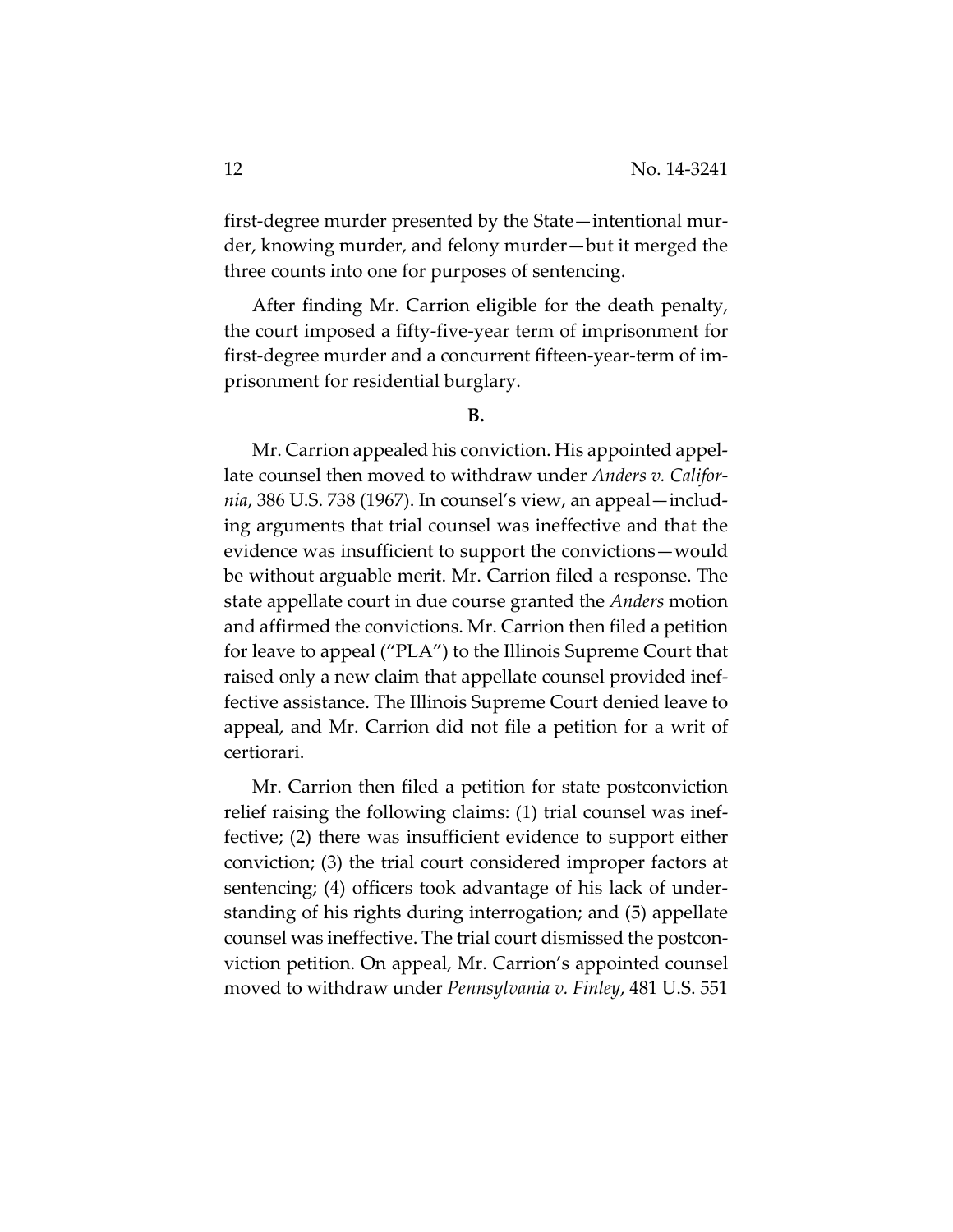first-degree murder presented by the State—intentional murder, knowing murder, and felony murder—but it merged the three counts into one for purposes of sentencing.

After finding Mr. Carrion eligible for the death penalty, the court imposed a fifty-five-year term of imprisonment for first-degree murder and a concurrent fifteen-year-term of imprisonment for residential burglary.

**B.**

Mr. Carrion appealed his conviction. His appointed appellate counsel then moved to withdraw under *Anders v. California*, 386 U.S. 738 (1967). In counsel's view, an appeal—including arguments that trial counsel was ineffective and that the evidence was insufficient to support the convictions—would be without arguable merit. Mr. Carrion filed a response. The state appellate court in due course granted the *Anders* motion and affirmed the convictions. Mr. Carrion then filed a petition for leave to appeal ("PLA") to the Illinois Supreme Court that raised only a new claim that appellate counsel provided ineffective assistance. The Illinois Supreme Court denied leave to appeal, and Mr. Carrion did not file a petition for a writ of certiorari.

Mr. Carrion then filed a petition for state postconviction relief raising the following claims: (1) trial counsel was ineffective; (2) there was insufficient evidence to support either conviction; (3) the trial court considered improper factors at sentencing; (4) officers took advantage of his lack of understanding of his rights during interrogation; and (5) appellate counsel was ineffective. The trial court dismissed the postconviction petition. On appeal, Mr. Carrion's appointed counsel moved to withdraw under *Pennsylvania v. Finley*, 481 U.S. 551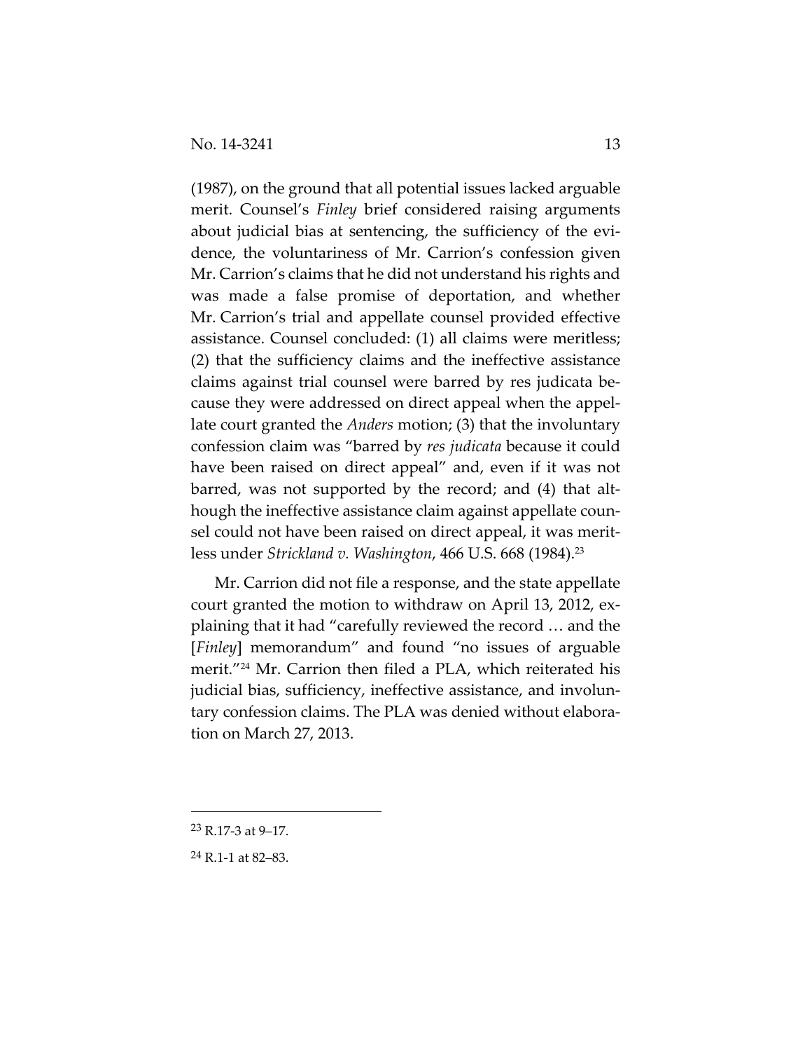(1987), on the ground that all potential issues lacked arguable merit. Counsel's *Finley* brief considered raising arguments about judicial bias at sentencing, the sufficiency of the evidence, the voluntariness of Mr. Carrion's confession given Mr. Carrion's claims that he did not understand his rights and was made a false promise of deportation, and whether Mr. Carrion's trial and appellate counsel provided effective assistance. Counsel concluded: (1) all claims were meritless; (2) that the sufficiency claims and the ineffective assistance claims against trial counsel were barred by res judicata because they were addressed on direct appeal when the appellate court granted the *Anders* motion; (3) that the involuntary confession claim was "barred by *res judicata* because it could have been raised on direct appeal" and, even if it was not barred, was not supported by the record; and (4) that although the ineffective assistance claim against appellate counsel could not have been raised on direct appeal, it was meritless under *Strickland v. Washington*, 466 U.S. 668 (1984).[23]

Mr. Carrion did not file a response, and the state appellate court granted the motion to withdraw on April 13, 2012, explaining that it had "carefully reviewed the record … and the [*Finley*] memorandum" and found "no issues of arguable merit."[24] Mr. Carrion then filed a PLA, which reiterated his judicial bias, sufficiency, ineffective assistance, and involuntary confession claims. The PLA was denied without elaboration on March 27, 2013.

---

[23] R.17-3 at 9–17.

[24] R.1-1 at 82–83.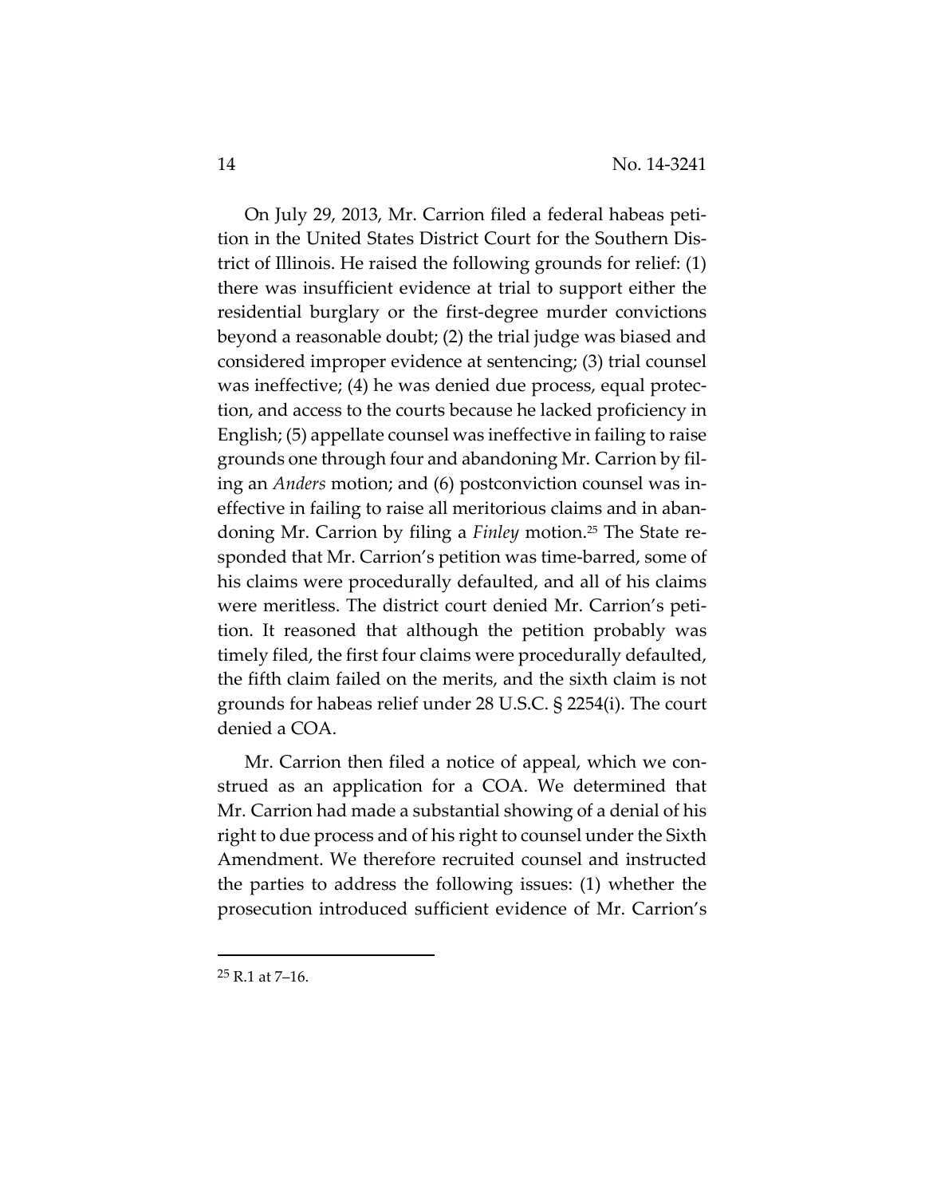On July 29, 2013, Mr. Carrion filed a federal habeas petition in the United States District Court for the Southern District of Illinois. He raised the following grounds for relief: (1) there was insufficient evidence at trial to support either the residential burglary or the first-degree murder convictions beyond a reasonable doubt; (2) the trial judge was biased and considered improper evidence at sentencing; (3) trial counsel was ineffective; (4) he was denied due process, equal protection, and access to the courts because he lacked proficiency in English; (5) appellate counsel was ineffective in failing to raise grounds one through four and abandoning Mr. Carrion by filing an *Anders* motion; and (6) postconviction counsel was ineffective in failing to raise all meritorious claims and in abandoning Mr. Carrion by filing a *Finley* motion.[25] The State responded that Mr. Carrion's petition was time-barred, some of his claims were procedurally defaulted, and all of his claims were meritless. The district court denied Mr. Carrion's petition. It reasoned that although the petition probably was timely filed, the first four claims were procedurally defaulted, the fifth claim failed on the merits, and the sixth claim is not grounds for habeas relief under 28 U.S.C. § 2254(i). The court denied a COA.

Mr. Carrion then filed a notice of appeal, which we construed as an application for a COA. We determined that Mr. Carrion had made a substantial showing of a denial of his right to due process and of his right to counsel under the Sixth Amendment. We therefore recruited counsel and instructed the parties to address the following issues: (1) whether the prosecution introduced sufficient evidence of Mr. Carrion's

[25] R.1 at 7–16.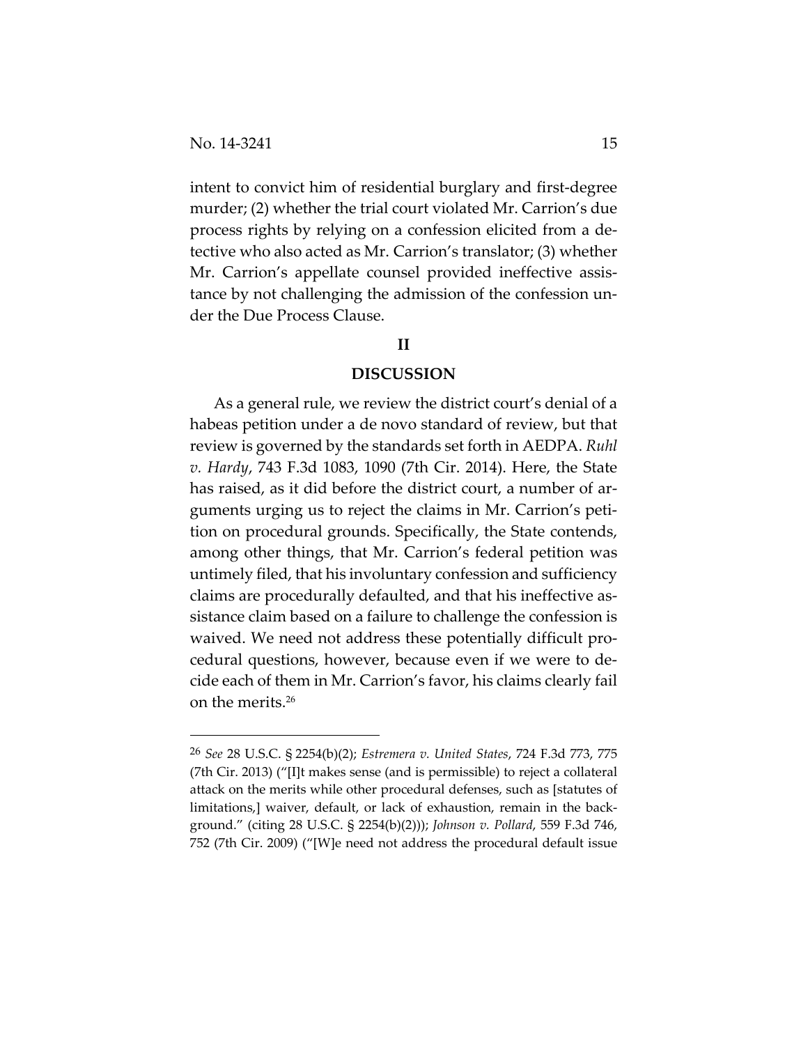intent to convict him of residential burglary and first-degree murder; (2) whether the trial court violated Mr. Carrion's due process rights by relying on a confession elicited from a detective who also acted as Mr. Carrion's translator; (3) whether Mr. Carrion's appellate counsel provided ineffective assistance by not challenging the admission of the confession under the Due Process Clause.

## II

## DISCUSSION

As a general rule, we review the district court's denial of a habeas petition under a de novo standard of review, but that review is governed by the standards set forth in AEDPA. *Ruhl v. Hardy*, 743 F.3d 1083, 1090 (7th Cir. 2014). Here, the State has raised, as it did before the district court, a number of arguments urging us to reject the claims in Mr. Carrion's petition on procedural grounds. Specifically, the State contends, among other things, that Mr. Carrion's federal petition was untimely filed, that his involuntary confession and sufficiency claims are procedurally defaulted, and that his ineffective assistance claim based on a failure to challenge the confession is waived. We need not address these potentially difficult procedural questions, however, because even if we were to decide each of them in Mr. Carrion's favor, his claims clearly fail on the merits.[26]

---

[26] *See* 28 U.S.C. § 2254(b)(2); *Estremera v. United States*, 724 F.3d 773, 775 (7th Cir. 2013) ("[I]t makes sense (and is permissible) to reject a collateral attack on the merits while other procedural defenses, such as [statutes of limitations,] waiver, default, or lack of exhaustion, remain in the background." (citing 28 U.S.C. § 2254(b)(2))); *Johnson v. Pollard*, 559 F.3d 746, 752 (7th Cir. 2009) ("[W]e need not address the procedural default issue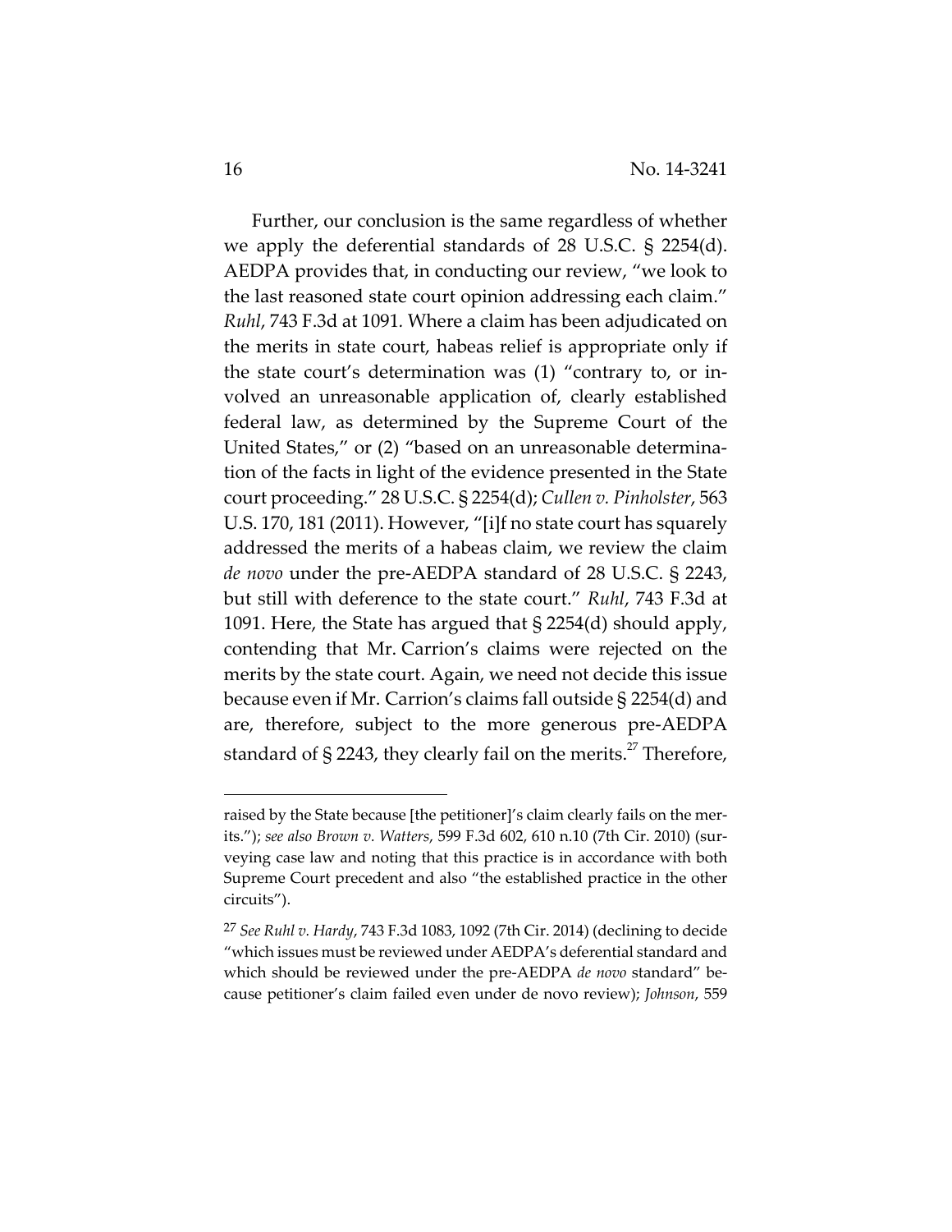Further, our conclusion is the same regardless of whether we apply the deferential standards of 28 U.S.C. § 2254(d). AEDPA provides that, in conducting our review, "we look to the last reasoned state court opinion addressing each claim." *Ruhl*, 743 F.3d at 1091. Where a claim has been adjudicated on the merits in state court, habeas relief is appropriate only if the state court's determination was (1) "contrary to, or involved an unreasonable application of, clearly established federal law, as determined by the Supreme Court of the United States," or (2) "based on an unreasonable determination of the facts in light of the evidence presented in the State court proceeding." 28 U.S.C. § 2254(d); *Cullen v. Pinholster*, 563 U.S. 170, 181 (2011). However, "[i]f no state court has squarely addressed the merits of a habeas claim, we review the claim *de novo* under the pre-AEDPA standard of 28 U.S.C. § 2243, but still with deference to the state court." *Ruhl*, 743 F.3d at 1091. Here, the State has argued that § 2254(d) should apply, contending that Mr. Carrion's claims were rejected on the merits by the state court. Again, we need not decide this issue because even if Mr. Carrion's claims fall outside § 2254(d) and are, therefore, subject to the more generous pre-AEDPA standard of § 2243, they clearly fail on the merits.[27] Therefore,

---

raised by the State because [the petitioner]'s claim clearly fails on the merits."); *see also Brown v. Watters*, 599 F.3d 602, 610 n.10 (7th Cir. 2010) (surveying case law and noting that this practice is in accordance with both Supreme Court precedent and also "the established practice in the other circuits").

[27] *See Ruhl v. Hardy*, 743 F.3d 1083, 1092 (7th Cir. 2014) (declining to decide "which issues must be reviewed under AEDPA's deferential standard and which should be reviewed under the pre-AEDPA *de novo* standard" because petitioner's claim failed even under de novo review); *Johnson*, 559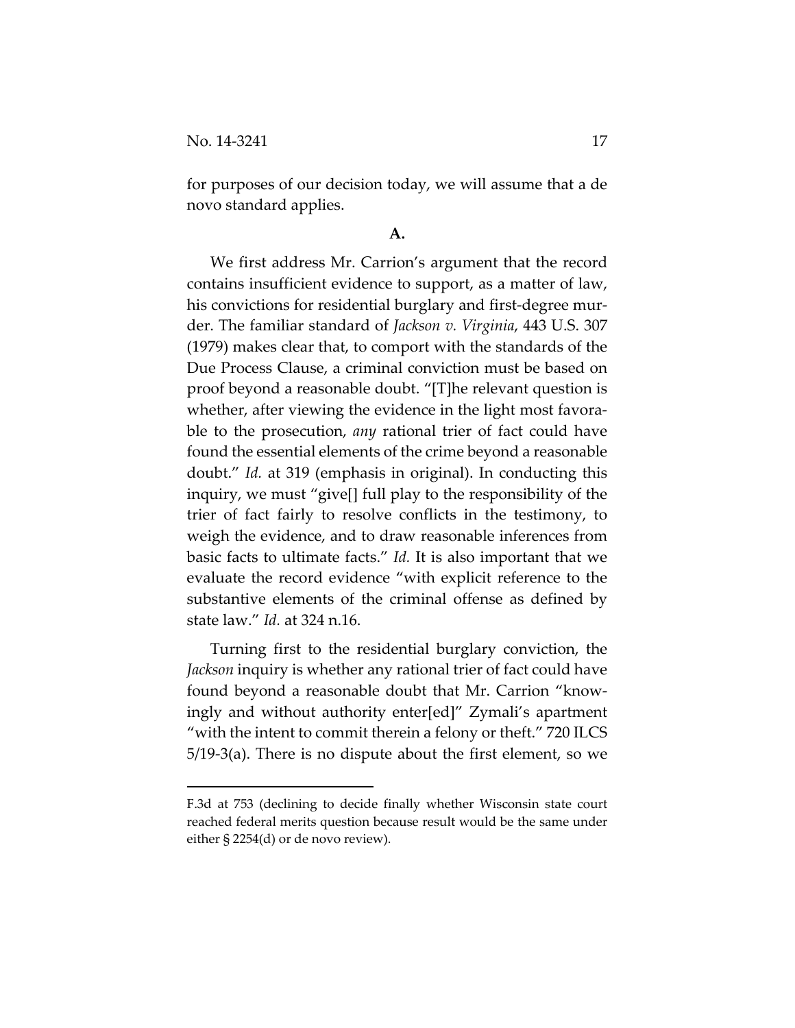for purposes of our decision today, we will assume that a de novo standard applies.

**A.**

We first address Mr. Carrion's argument that the record contains insufficient evidence to support, as a matter of law, his convictions for residential burglary and first-degree murder. The familiar standard of *Jackson v. Virginia*, 443 U.S. 307 (1979) makes clear that, to comport with the standards of the Due Process Clause, a criminal conviction must be based on proof beyond a reasonable doubt. "[T]he relevant question is whether, after viewing the evidence in the light most favorable to the prosecution, *any* rational trier of fact could have found the essential elements of the crime beyond a reasonable doubt." *Id.* at 319 (emphasis in original). In conducting this inquiry, we must "give[] full play to the responsibility of the trier of fact fairly to resolve conflicts in the testimony, to weigh the evidence, and to draw reasonable inferences from basic facts to ultimate facts." *Id.* It is also important that we evaluate the record evidence "with explicit reference to the substantive elements of the criminal offense as defined by state law." *Id.* at 324 n.16.

Turning first to the residential burglary conviction, the *Jackson* inquiry is whether any rational trier of fact could have found beyond a reasonable doubt that Mr. Carrion "knowingly and without authority enter[ed]" Zymali's apartment "with the intent to commit therein a felony or theft." 720 ILCS 5/19-3(a). There is no dispute about the first element, so we

---

F.3d at 753 (declining to decide finally whether Wisconsin state court reached federal merits question because result would be the same under either § 2254(d) or de novo review).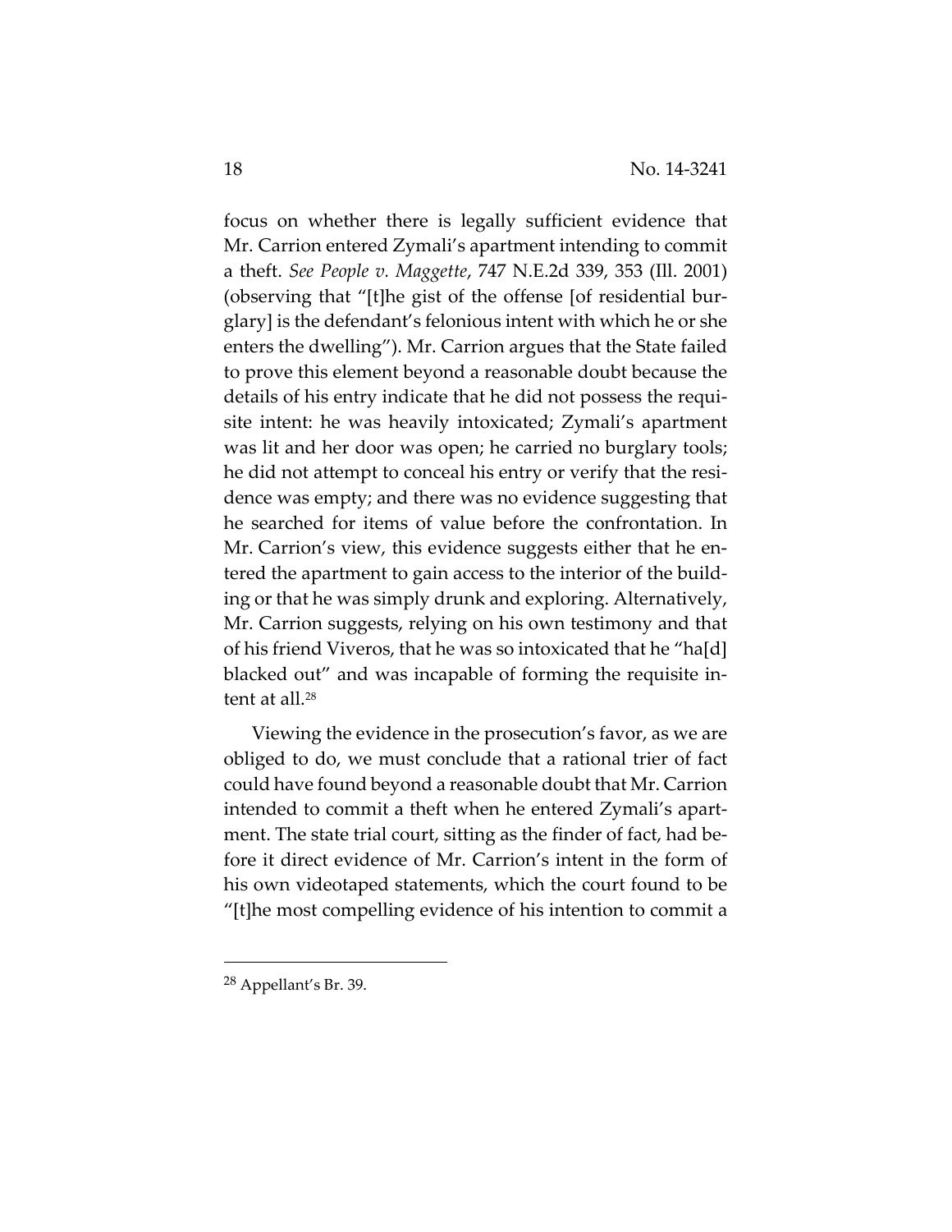focus on whether there is legally sufficient evidence that Mr. Carrion entered Zymali's apartment intending to commit a theft. *See People v. Maggette*, 747 N.E.2d 339, 353 (Ill. 2001) (observing that "[t]he gist of the offense [of residential burglary] is the defendant's felonious intent with which he or she enters the dwelling"). Mr. Carrion argues that the State failed to prove this element beyond a reasonable doubt because the details of his entry indicate that he did not possess the requisite intent: he was heavily intoxicated; Zymali's apartment was lit and her door was open; he carried no burglary tools; he did not attempt to conceal his entry or verify that the residence was empty; and there was no evidence suggesting that he searched for items of value before the confrontation. In Mr. Carrion's view, this evidence suggests either that he entered the apartment to gain access to the interior of the building or that he was simply drunk and exploring. Alternatively, Mr. Carrion suggests, relying on his own testimony and that of his friend Viveros, that he was so intoxicated that he "ha[d] blacked out" and was incapable of forming the requisite intent at all.[28]

Viewing the evidence in the prosecution's favor, as we are obliged to do, we must conclude that a rational trier of fact could have found beyond a reasonable doubt that Mr. Carrion intended to commit a theft when he entered Zymali's apartment. The state trial court, sitting as the finder of fact, had before it direct evidence of Mr. Carrion's intent in the form of his own videotaped statements, which the court found to be "[t]he most compelling evidence of his intention to commit a

---

[28] Appellant's Br. 39.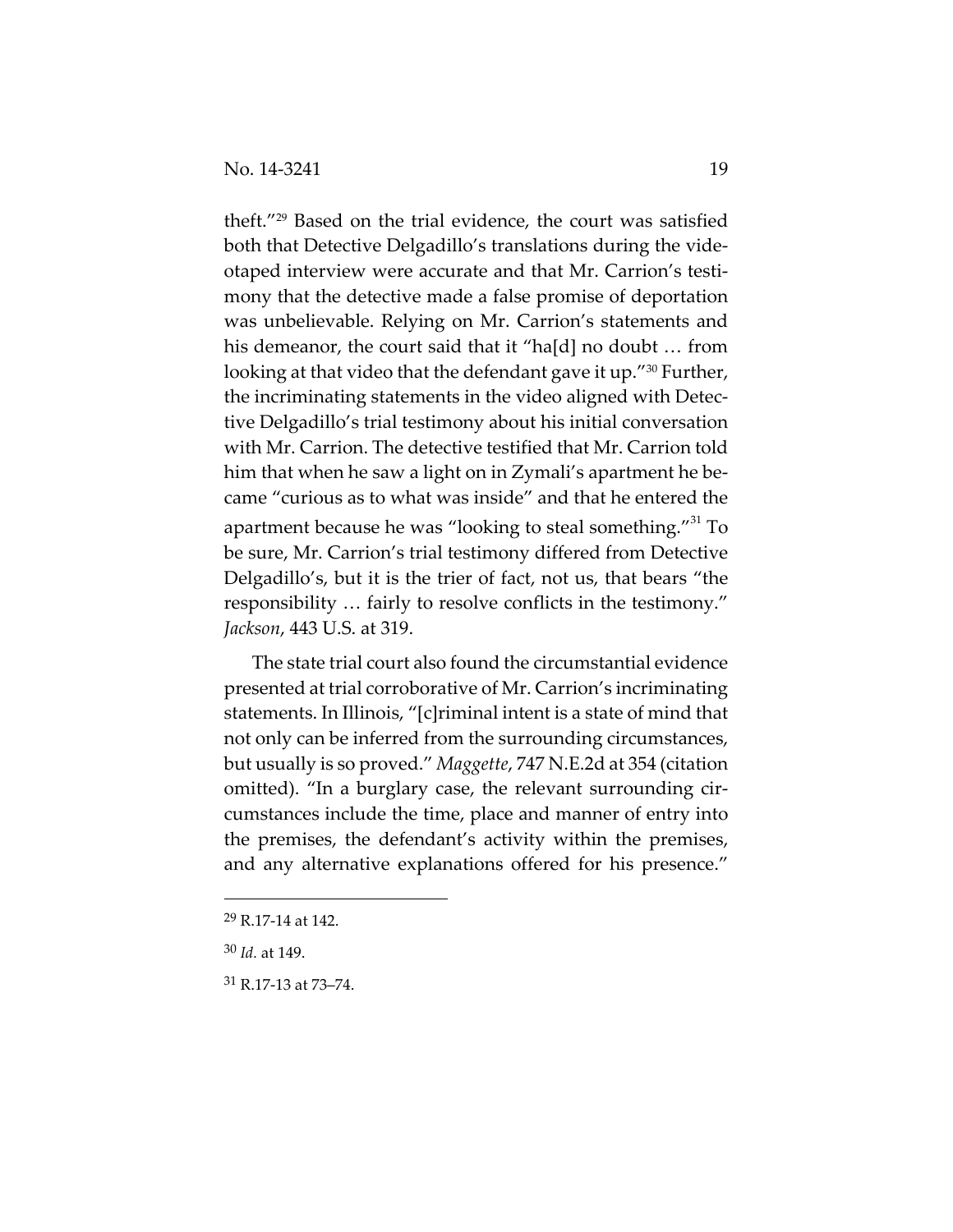theft."[29] Based on the trial evidence, the court was satisfied both that Detective Delgadillo's translations during the videotaped interview were accurate and that Mr. Carrion's testimony that the detective made a false promise of deportation was unbelievable. Relying on Mr. Carrion's statements and his demeanor, the court said that it "ha[d] no doubt … from looking at that video that the defendant gave it up."[30] Further, the incriminating statements in the video aligned with Detective Delgadillo's trial testimony about his initial conversation with Mr. Carrion. The detective testified that Mr. Carrion told him that when he saw a light on in Zymali's apartment he became "curious as to what was inside" and that he entered the apartment because he was "looking to steal something."[31] To be sure, Mr. Carrion's trial testimony differed from Detective Delgadillo's, but it is the trier of fact, not us, that bears "the responsibility … fairly to resolve conflicts in the testimony." *Jackson*, 443 U.S. at 319.

The state trial court also found the circumstantial evidence presented at trial corroborative of Mr. Carrion's incriminating statements. In Illinois, "[c]riminal intent is a state of mind that not only can be inferred from the surrounding circumstances, but usually is so proved." *Maggette*, 747 N.E.2d at 354 (citation omitted). "In a burglary case, the relevant surrounding circumstances include the time, place and manner of entry into the premises, the defendant's activity within the premises, and any alternative explanations offered for his presence."

---

[29] R.17-14 at 142.

[30] *Id.* at 149.

[31] R.17-13 at 73–74.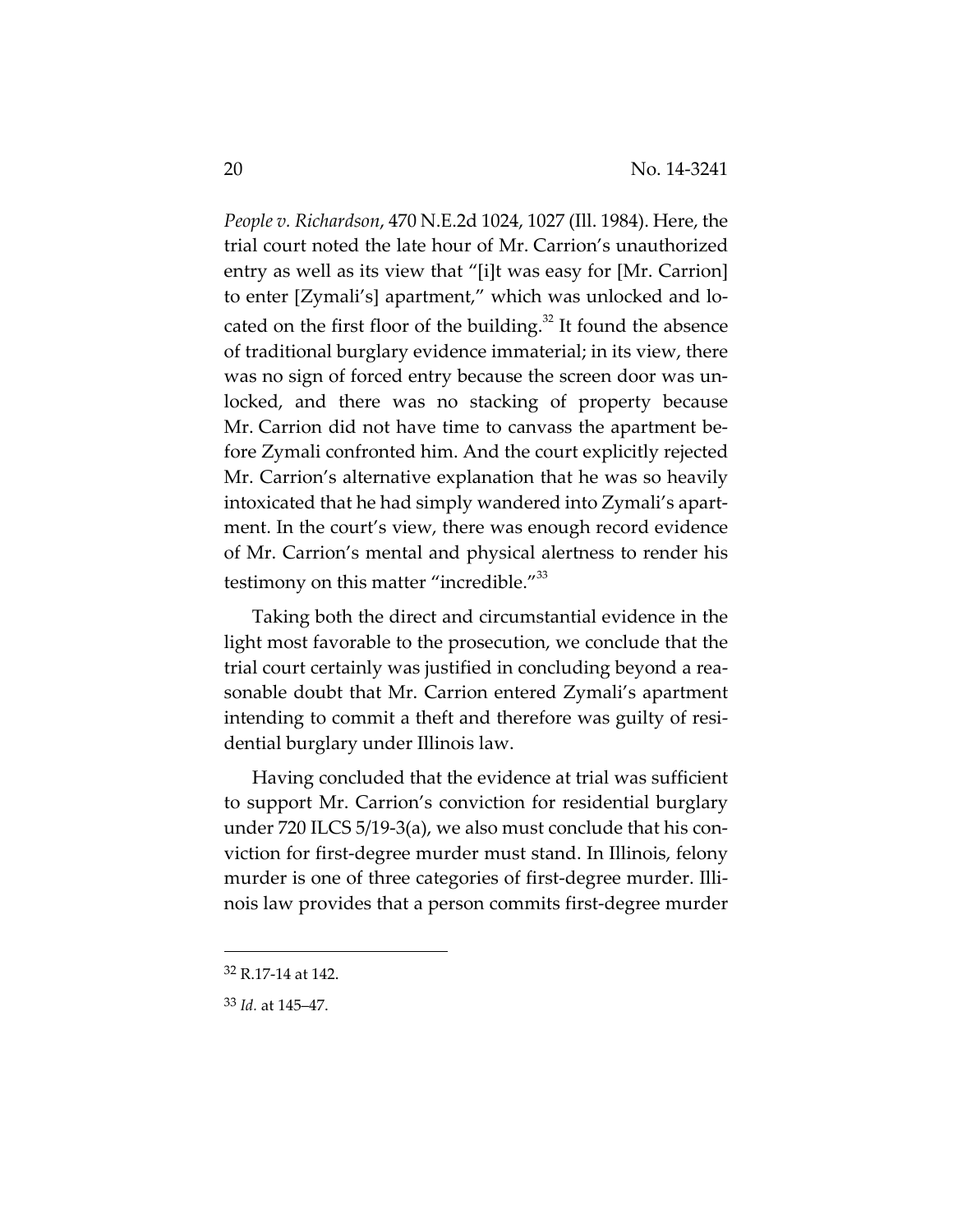*People v. Richardson*, 470 N.E.2d 1024, 1027 (Ill. 1984). Here, the trial court noted the late hour of Mr. Carrion's unauthorized entry as well as its view that "[i]t was easy for [Mr. Carrion] to enter [Zymali's] apartment," which was unlocked and located on the first floor of the building.[32] It found the absence of traditional burglary evidence immaterial; in its view, there was no sign of forced entry because the screen door was unlocked, and there was no stacking of property because Mr. Carrion did not have time to canvass the apartment before Zymali confronted him. And the court explicitly rejected Mr. Carrion's alternative explanation that he was so heavily intoxicated that he had simply wandered into Zymali's apartment. In the court's view, there was enough record evidence of Mr. Carrion's mental and physical alertness to render his testimony on this matter "incredible."[33]

Taking both the direct and circumstantial evidence in the light most favorable to the prosecution, we conclude that the trial court certainly was justified in concluding beyond a reasonable doubt that Mr. Carrion entered Zymali's apartment intending to commit a theft and therefore was guilty of residential burglary under Illinois law.

Having concluded that the evidence at trial was sufficient to support Mr. Carrion's conviction for residential burglary under 720 ILCS 5/19-3(a), we also must conclude that his conviction for first-degree murder must stand. In Illinois, felony murder is one of three categories of first-degree murder. Illinois law provides that a person commits first-degree murder

---

[32] R.17-14 at 142.

[33] *Id.* at 145–47.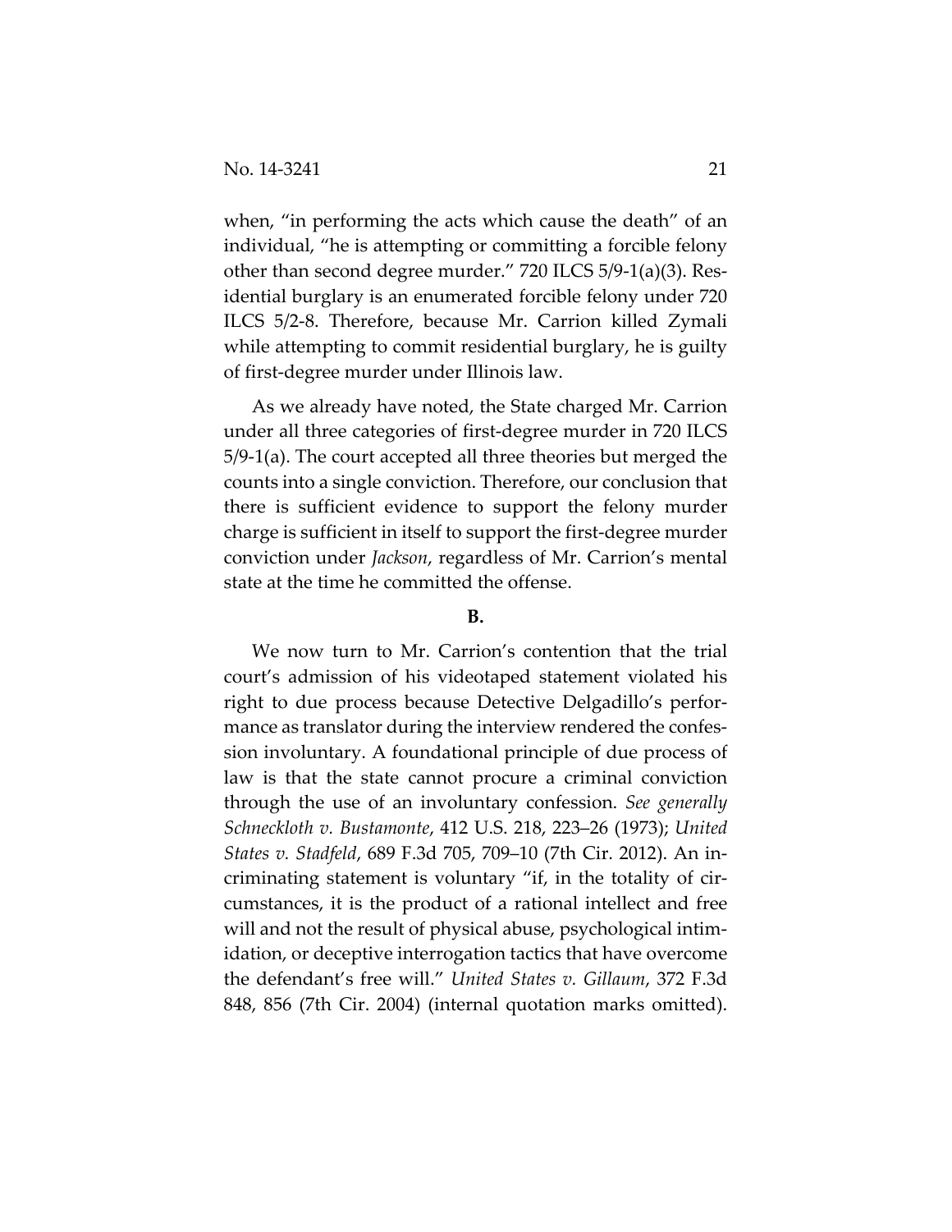when, "in performing the acts which cause the death" of an individual, "he is attempting or committing a forcible felony other than second degree murder." 720 ILCS 5/9-1(a)(3). Residential burglary is an enumerated forcible felony under 720 ILCS 5/2-8. Therefore, because Mr. Carrion killed Zymali while attempting to commit residential burglary, he is guilty of first-degree murder under Illinois law.

As we already have noted, the State charged Mr. Carrion under all three categories of first-degree murder in 720 ILCS 5/9-1(a). The court accepted all three theories but merged the counts into a single conviction. Therefore, our conclusion that there is sufficient evidence to support the felony murder charge is sufficient in itself to support the first-degree murder conviction under *Jackson*, regardless of Mr. Carrion's mental state at the time he committed the offense.

**B.**

We now turn to Mr. Carrion's contention that the trial court's admission of his videotaped statement violated his right to due process because Detective Delgadillo's performance as translator during the interview rendered the confession involuntary. A foundational principle of due process of law is that the state cannot procure a criminal conviction through the use of an involuntary confession. *See generally Schneckloth v. Bustamonte*, 412 U.S. 218, 223–26 (1973); *United States v. Stadfeld*, 689 F.3d 705, 709–10 (7th Cir. 2012). An incriminating statement is voluntary "if, in the totality of circumstances, it is the product of a rational intellect and free will and not the result of physical abuse, psychological intimidation, or deceptive interrogation tactics that have overcome the defendant's free will." *United States v. Gillaum*, 372 F.3d 848, 856 (7th Cir. 2004) (internal quotation marks omitted).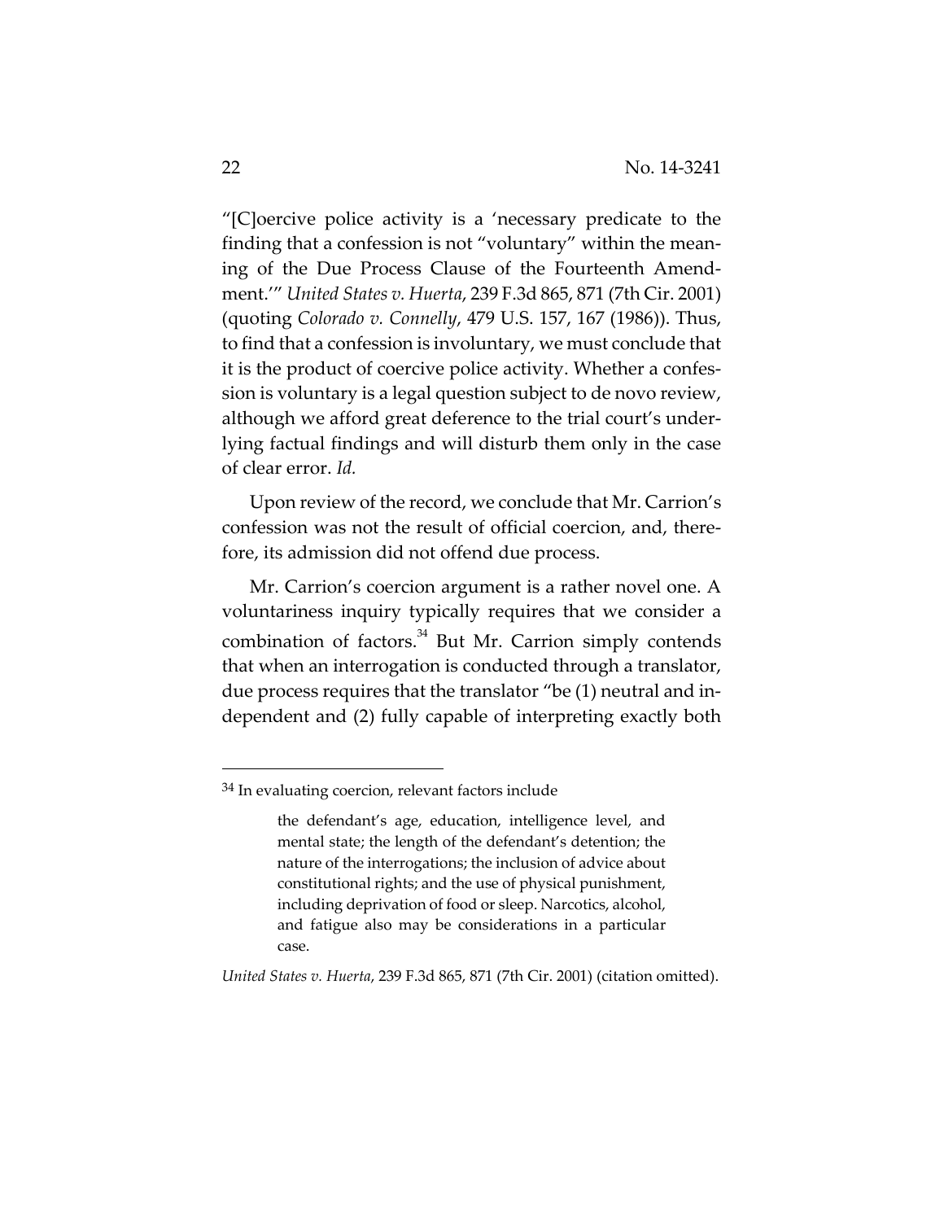"[C]oercive police activity is a 'necessary predicate to the finding that a confession is not "voluntary" within the meaning of the Due Process Clause of the Fourteenth Amendment.'" *United States v. Huerta*, 239 F.3d 865, 871 (7th Cir. 2001) (quoting *Colorado v. Connelly*, 479 U.S. 157, 167 (1986)). Thus, to find that a confession is involuntary, we must conclude that it is the product of coercive police activity. Whether a confession is voluntary is a legal question subject to de novo review, although we afford great deference to the trial court's underlying factual findings and will disturb them only in the case of clear error. *Id.*

Upon review of the record, we conclude that Mr. Carrion's confession was not the result of official coercion, and, therefore, its admission did not offend due process.

Mr. Carrion's coercion argument is a rather novel one. A voluntariness inquiry typically requires that we consider a combination of factors.[34] But Mr. Carrion simply contends that when an interrogation is conducted through a translator, due process requires that the translator "be (1) neutral and independent and (2) fully capable of interpreting exactly both

---

[34] In evaluating coercion, relevant factors include

> the defendant's age, education, intelligence level, and mental state; the length of the defendant's detention; the nature of the interrogations; the inclusion of advice about constitutional rights; and the use of physical punishment, including deprivation of food or sleep. Narcotics, alcohol, and fatigue also may be considerations in a particular case.

*United States v. Huerta*, 239 F.3d 865, 871 (7th Cir. 2001) (citation omitted).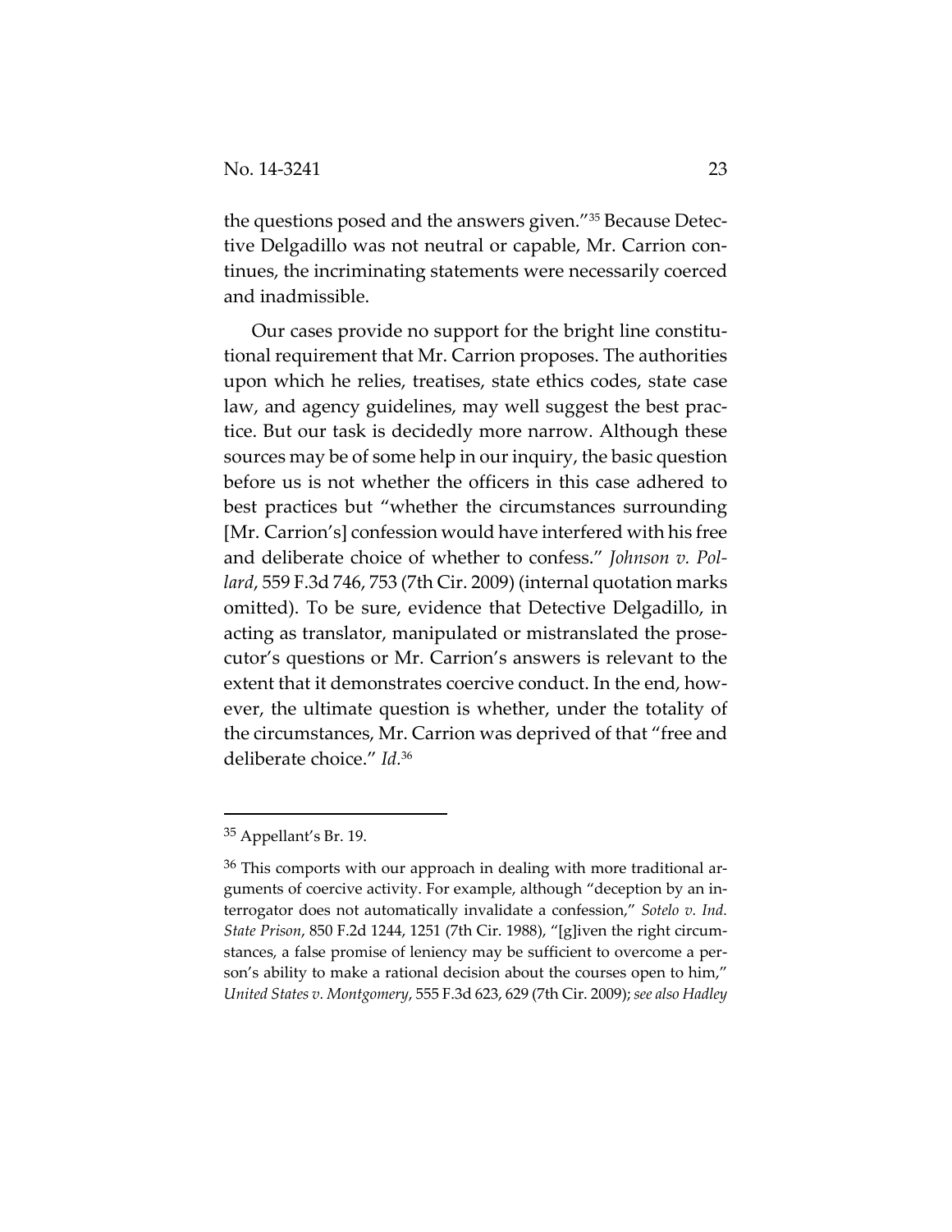the questions posed and the answers given."[35] Because Detective Delgadillo was not neutral or capable, Mr. Carrion continues, the incriminating statements were necessarily coerced and inadmissible.

Our cases provide no support for the bright line constitutional requirement that Mr. Carrion proposes. The authorities upon which he relies, treatises, state ethics codes, state case law, and agency guidelines, may well suggest the best practice. But our task is decidedly more narrow. Although these sources may be of some help in our inquiry, the basic question before us is not whether the officers in this case adhered to best practices but "whether the circumstances surrounding [Mr. Carrion's] confession would have interfered with his free and deliberate choice of whether to confess." *Johnson v. Pollard*, 559 F.3d 746, 753 (7th Cir. 2009) (internal quotation marks omitted). To be sure, evidence that Detective Delgadillo, in acting as translator, manipulated or mistranslated the prosecutor's questions or Mr. Carrion's answers is relevant to the extent that it demonstrates coercive conduct. In the end, however, the ultimate question is whether, under the totality of the circumstances, Mr. Carrion was deprived of that "free and deliberate choice." *Id.*[36]

---

[35] Appellant's Br. 19.

[36] This comports with our approach in dealing with more traditional arguments of coercive activity. For example, although "deception by an interrogator does not automatically invalidate a confession," *Sotelo v. Ind. State Prison*, 850 F.2d 1244, 1251 (7th Cir. 1988), "[g]iven the right circumstances, a false promise of leniency may be sufficient to overcome a person's ability to make a rational decision about the courses open to him," *United States v. Montgomery*, 555 F.3d 623, 629 (7th Cir. 2009); *see also Hadley*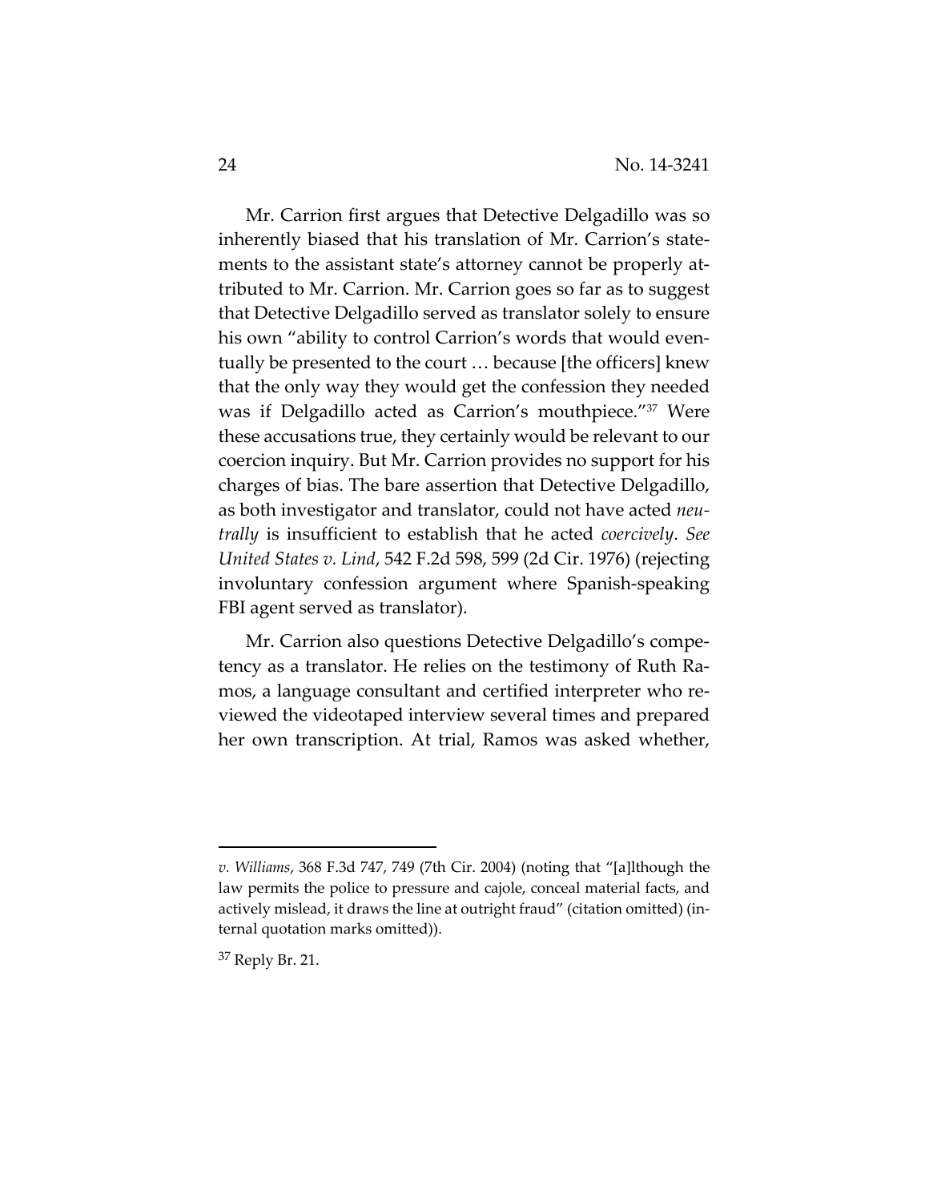Mr. Carrion first argues that Detective Delgadillo was so inherently biased that his translation of Mr. Carrion's statements to the assistant state's attorney cannot be properly attributed to Mr. Carrion. Mr. Carrion goes so far as to suggest that Detective Delgadillo served as translator solely to ensure his own "ability to control Carrion's words that would eventually be presented to the court … because [the officers] knew that the only way they would get the confession they needed was if Delgadillo acted as Carrion's mouthpiece."[37] Were these accusations true, they certainly would be relevant to our coercion inquiry. But Mr. Carrion provides no support for his charges of bias. The bare assertion that Detective Delgadillo, as both investigator and translator, could not have acted *neutrally* is insufficient to establish that he acted *coercively*. *See United States v. Lind*, 542 F.2d 598, 599 (2d Cir. 1976) (rejecting involuntary confession argument where Spanish-speaking FBI agent served as translator).

Mr. Carrion also questions Detective Delgadillo's competency as a translator. He relies on the testimony of Ruth Ramos, a language consultant and certified interpreter who reviewed the videotaped interview several times and prepared her own transcription. At trial, Ramos was asked whether,

---

*v. Williams*, 368 F.3d 747, 749 (7th Cir. 2004) (noting that "[a]lthough the law permits the police to pressure and cajole, conceal material facts, and actively mislead, it draws the line at outright fraud" (citation omitted) (internal quotation marks omitted)).

[37] Reply Br. 21.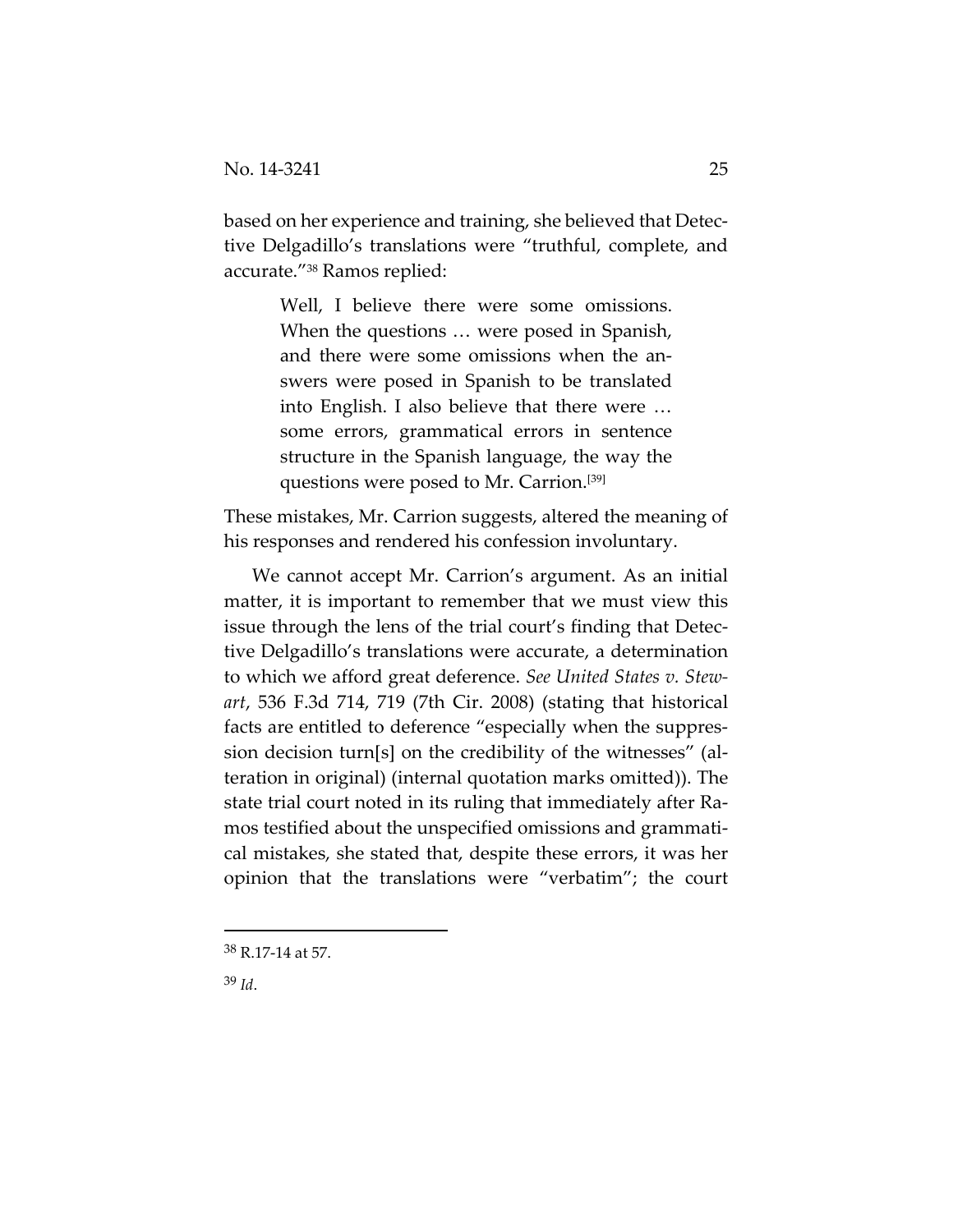based on her experience and training, she believed that Detective Delgadillo's translations were "truthful, complete, and accurate."[38] Ramos replied:

> Well, I believe there were some omissions. When the questions … were posed in Spanish, and there were some omissions when the answers were posed in Spanish to be translated into English. I also believe that there were … some errors, grammatical errors in sentence structure in the Spanish language, the way the questions were posed to Mr. Carrion.[39]

These mistakes, Mr. Carrion suggests, altered the meaning of his responses and rendered his confession involuntary.

We cannot accept Mr. Carrion's argument. As an initial matter, it is important to remember that we must view this issue through the lens of the trial court's finding that Detective Delgadillo's translations were accurate, a determination to which we afford great deference. *See United States v. Stewart*, 536 F.3d 714, 719 (7th Cir. 2008) (stating that historical facts are entitled to deference "especially when the suppression decision turn[s] on the credibility of the witnesses" (alteration in original) (internal quotation marks omitted)). The state trial court noted in its ruling that immediately after Ramos testified about the unspecified omissions and grammatical mistakes, she stated that, despite these errors, it was her opinion that the translations were "verbatim"; the court

---

[38] R.17-14 at 57.

[39] *Id*.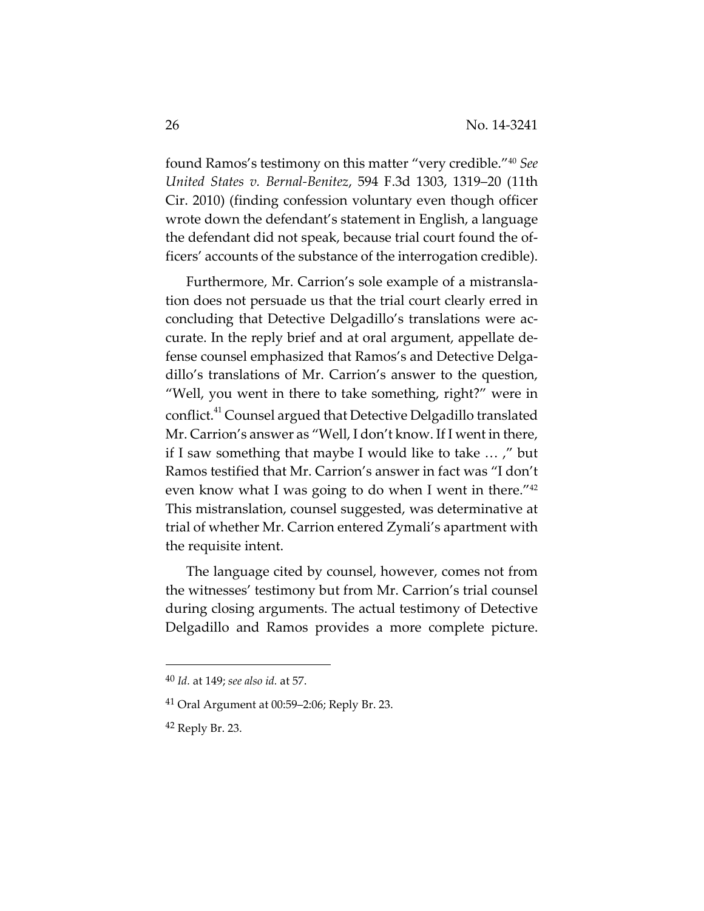found Ramos's testimony on this matter "very credible."[40] *See United States v. Bernal-Benitez*, 594 F.3d 1303, 1319–20 (11th Cir. 2010) (finding confession voluntary even though officer wrote down the defendant's statement in English, a language the defendant did not speak, because trial court found the officers' accounts of the substance of the interrogation credible).

Furthermore, Mr. Carrion's sole example of a mistranslation does not persuade us that the trial court clearly erred in concluding that Detective Delgadillo's translations were accurate. In the reply brief and at oral argument, appellate defense counsel emphasized that Ramos's and Detective Delgadillo's translations of Mr. Carrion's answer to the question, "Well, you went in there to take something, right?" were in conflict.[41] Counsel argued that Detective Delgadillo translated Mr. Carrion's answer as "Well, I don't know. If I went in there, if I saw something that maybe I would like to take … ," but Ramos testified that Mr. Carrion's answer in fact was "I don't even know what I was going to do when I went in there."[42] This mistranslation, counsel suggested, was determinative at trial of whether Mr. Carrion entered Zymali's apartment with the requisite intent.

The language cited by counsel, however, comes not from the witnesses' testimony but from Mr. Carrion's trial counsel during closing arguments. The actual testimony of Detective Delgadillo and Ramos provides a more complete picture.

---

[40] *Id.* at 149; *see also id.* at 57.

[41] Oral Argument at 00:59–2:06; Reply Br. 23.

[42] Reply Br. 23.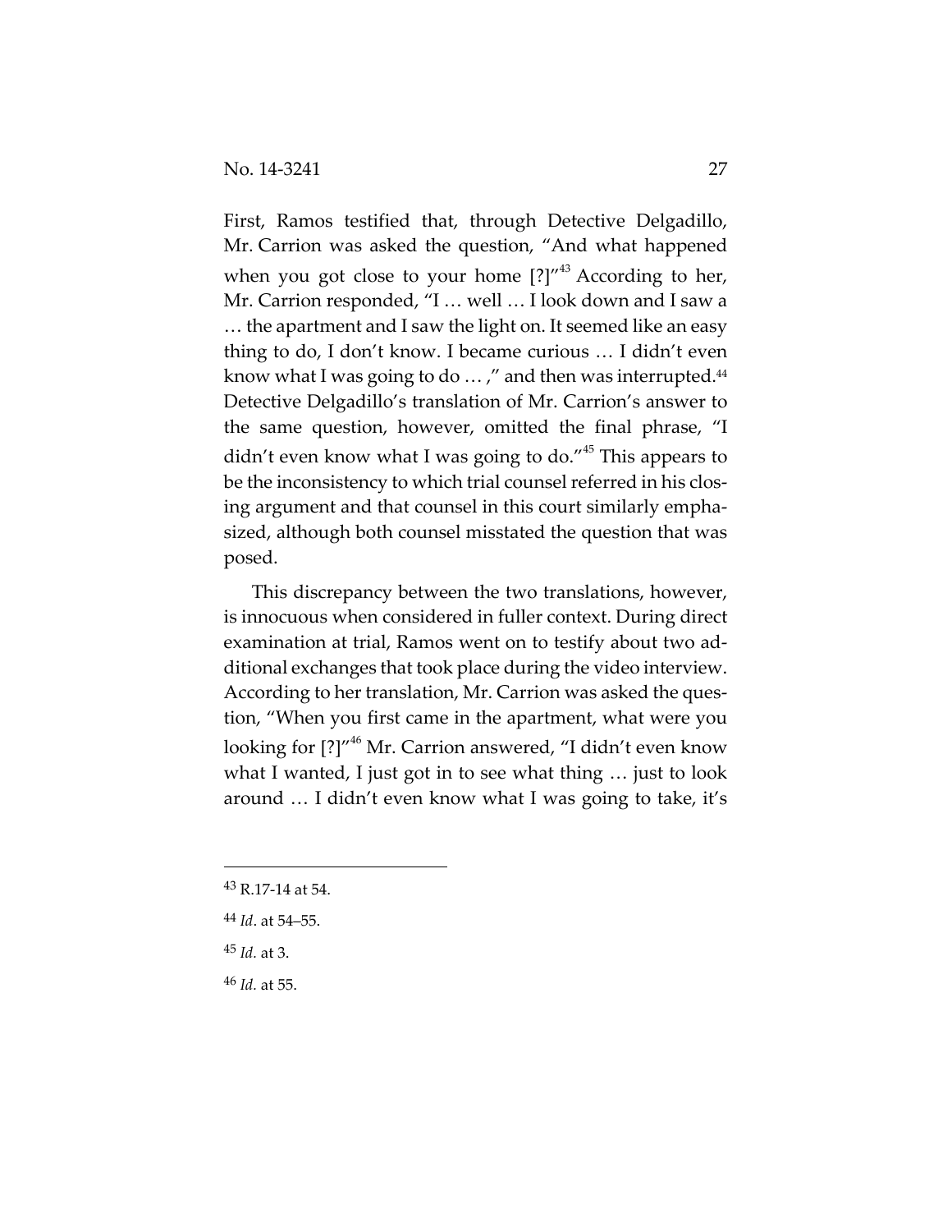First, Ramos testified that, through Detective Delgadillo, Mr. Carrion was asked the question, "And what happened when you got close to your home [?]"[43] According to her, Mr. Carrion responded, "I … well … I look down and I saw a … the apartment and I saw the light on. It seemed like an easy thing to do, I don't know. I became curious … I didn't even know what I was going to do … ," and then was interrupted.[44] Detective Delgadillo's translation of Mr. Carrion's answer to the same question, however, omitted the final phrase, "I didn't even know what I was going to do."[45] This appears to be the inconsistency to which trial counsel referred in his closing argument and that counsel in this court similarly emphasized, although both counsel misstated the question that was posed.

This discrepancy between the two translations, however, is innocuous when considered in fuller context. During direct examination at trial, Ramos went on to testify about two additional exchanges that took place during the video interview. According to her translation, Mr. Carrion was asked the question, "When you first came in the apartment, what were you looking for [?]"[46] Mr. Carrion answered, "I didn't even know what I wanted, I just got in to see what thing … just to look around … I didn't even know what I was going to take, it's

---

[43] R.17-14 at 54.

[44] *Id*. at 54–55.

[45] *Id.* at 3.

[46] *Id.* at 55.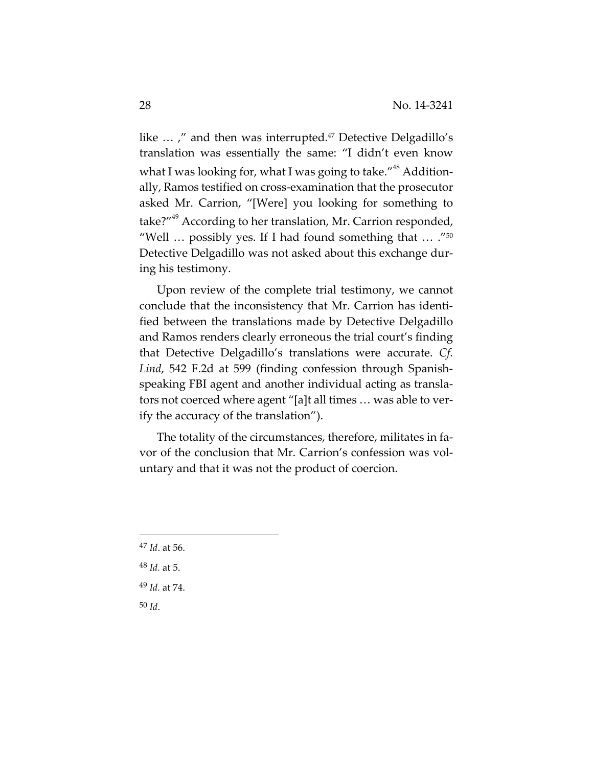like … ," and then was interrupted.[47] Detective Delgadillo's translation was essentially the same: "I didn't even know what I was looking for, what I was going to take."[48] Additionally, Ramos testified on cross-examination that the prosecutor asked Mr. Carrion, "[Were] you looking for something to take?"[49] According to her translation, Mr. Carrion responded, "Well … possibly yes. If I had found something that … ."[50] Detective Delgadillo was not asked about this exchange during his testimony.

Upon review of the complete trial testimony, we cannot conclude that the inconsistency that Mr. Carrion has identified between the translations made by Detective Delgadillo and Ramos renders clearly erroneous the trial court's finding that Detective Delgadillo's translations were accurate. *Cf. Lind*, 542 F.2d at 599 (finding confession through Spanish-speaking FBI agent and another individual acting as translators not coerced where agent "[a]t all times … was able to verify the accuracy of the translation").

The totality of the circumstances, therefore, militates in favor of the conclusion that Mr. Carrion's confession was voluntary and that it was not the product of coercion.

---

[47] *Id*. at 56.

[48] *Id.* at 5.

[49] *Id.* at 74.

[50] *Id*.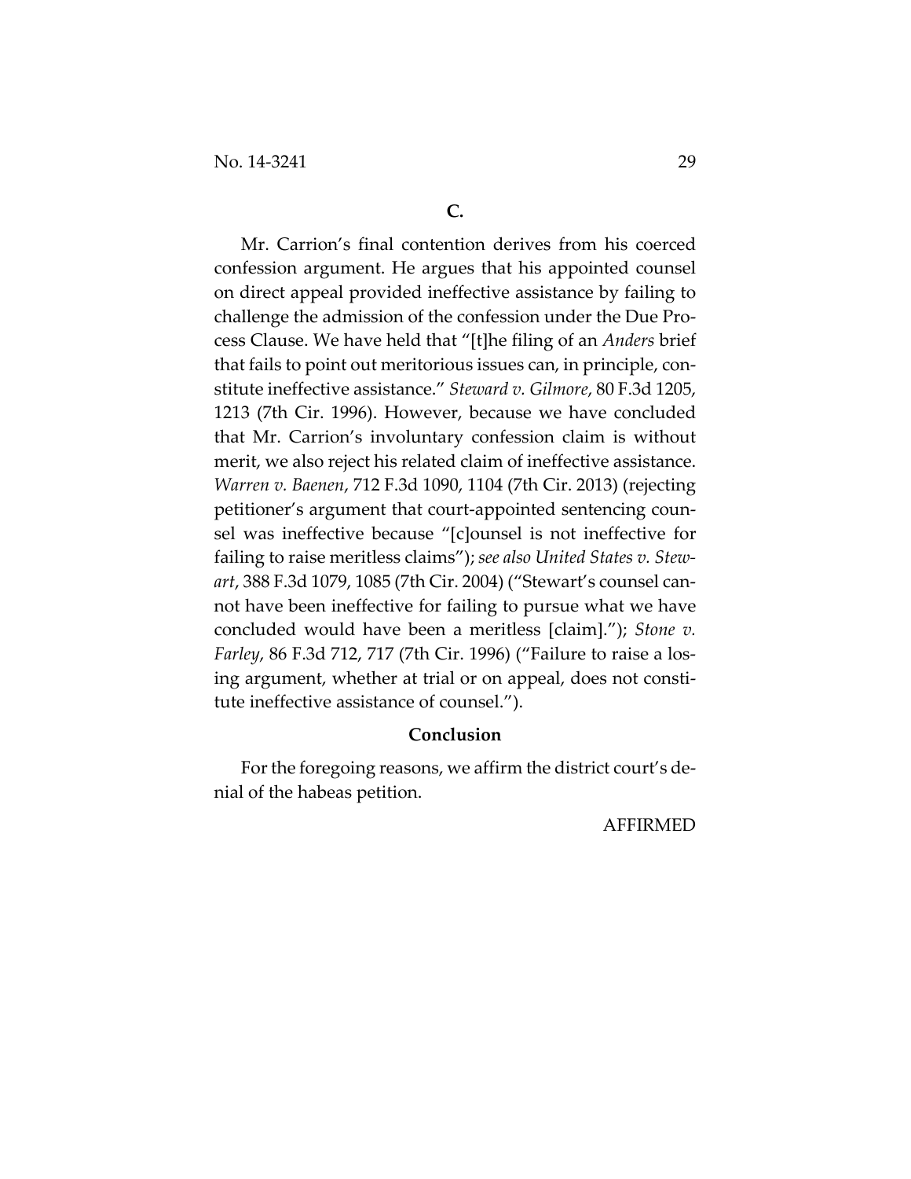**C.**

Mr. Carrion's final contention derives from his coerced confession argument. He argues that his appointed counsel on direct appeal provided ineffective assistance by failing to challenge the admission of the confession under the Due Process Clause. We have held that "[t]he filing of an *Anders* brief that fails to point out meritorious issues can, in principle, constitute ineffective assistance." *Steward v. Gilmore*, 80 F.3d 1205, 1213 (7th Cir. 1996). However, because we have concluded that Mr. Carrion's involuntary confession claim is without merit, we also reject his related claim of ineffective assistance. *Warren v. Baenen*, 712 F.3d 1090, 1104 (7th Cir. 2013) (rejecting petitioner's argument that court-appointed sentencing counsel was ineffective because "[c]ounsel is not ineffective for failing to raise meritless claims"); *see also United States v. Stewart*, 388 F.3d 1079, 1085 (7th Cir. 2004) ("Stewart's counsel cannot have been ineffective for failing to pursue what we have concluded would have been a meritless [claim]."); *Stone v. Farley*, 86 F.3d 712, 717 (7th Cir. 1996) ("Failure to raise a losing argument, whether at trial or on appeal, does not constitute ineffective assistance of counsel.").

**Conclusion**

For the foregoing reasons, we affirm the district court's denial of the habeas petition.

AFFIRMED